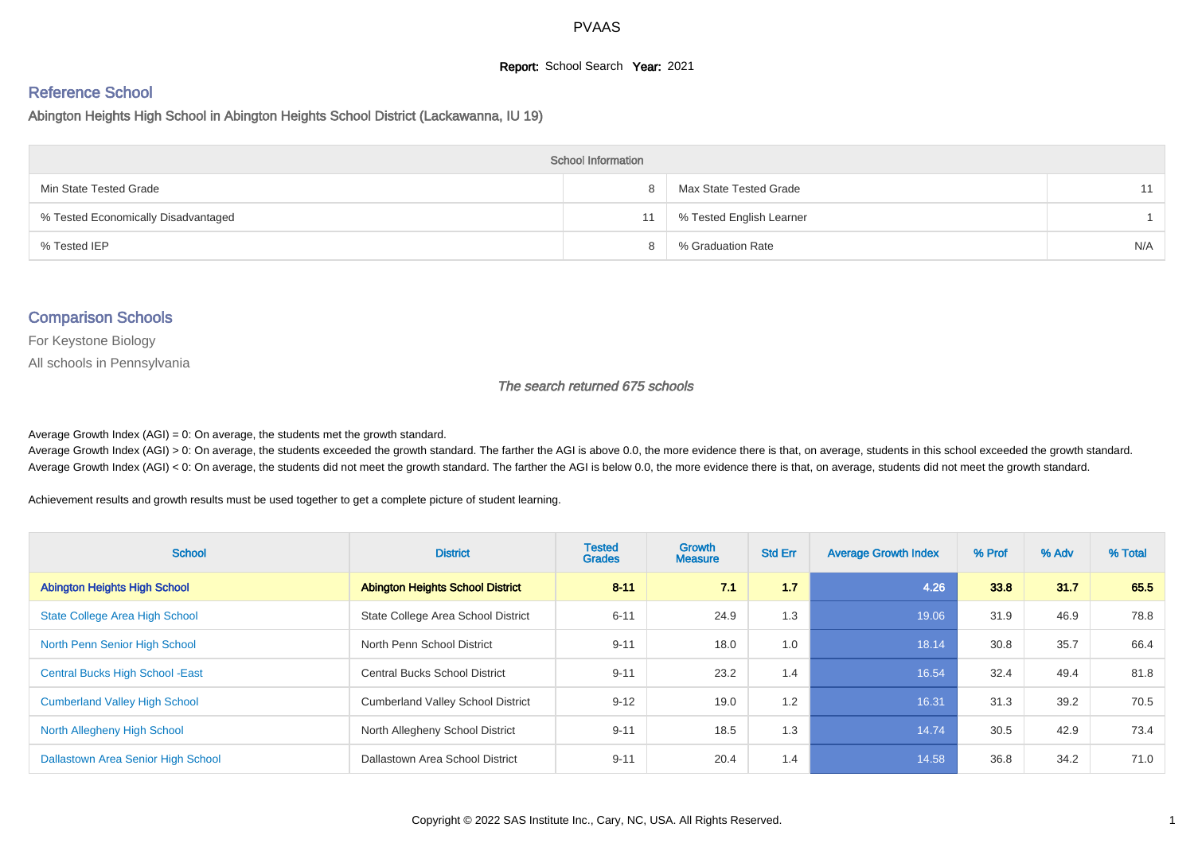# PVAAS

**Report:** School Search **Year:** 2021

## Reference School

Abington Heights High School in Abington Heights School District (Lackawanna, IU 19)

| School Information | | | |
|---|---|---|---|
| Min State Tested Grade | 8 | Max State Tested Grade | 11 |
| % Tested Economically Disadvantaged | 11 | % Tested English Learner | 1 |
| % Tested IEP | 8 | % Graduation Rate | N/A |

## Comparison Schools

For Keystone Biology

All schools in Pennsylvania

*The search returned 675 schools*

Average Growth Index (AGI) = 0: On average, the students met the growth standard.
Average Growth Index (AGI) > 0: On average, the students exceeded the growth standard. The farther the AGI is above 0.0, the more evidence there is that, on average, students in this school exceeded the growth standard.
Average Growth Index (AGI) < 0: On average, the students did not meet the growth standard. The farther the AGI is below 0.0, the more evidence there is that, on average, students did not meet the growth standard.

Achievement results and growth results must be used together to get a complete picture of student learning.

| School | District | Tested Grades | Growth Measure | Std Err | Average Growth Index | % Prof | % Adv | % Total |
|---|---|---|---|---|---|---|---|---|
| **Abington Heights High School** | **Abington Heights School District** | **8-11** | **7.1** | **1.7** | **4.26** | **33.8** | **31.7** | **65.5** |
| State College Area High School | State College Area School District | 6-11 | 24.9 | 1.3 | 19.06 | 31.9 | 46.9 | 78.8 |
| North Penn Senior High School | North Penn School District | 9-11 | 18.0 | 1.0 | 18.14 | 30.8 | 35.7 | 66.4 |
| Central Bucks High School -East | Central Bucks School District | 9-11 | 23.2 | 1.4 | 16.54 | 32.4 | 49.4 | 81.8 |
| Cumberland Valley High School | Cumberland Valley School District | 9-12 | 19.0 | 1.2 | 16.31 | 31.3 | 39.2 | 70.5 |
| North Allegheny High School | North Allegheny School District | 9-11 | 18.5 | 1.3 | 14.74 | 30.5 | 42.9 | 73.4 |
| Dallastown Area Senior High School | Dallastown Area School District | 9-11 | 20.4 | 1.4 | 14.58 | 36.8 | 34.2 | 71.0 |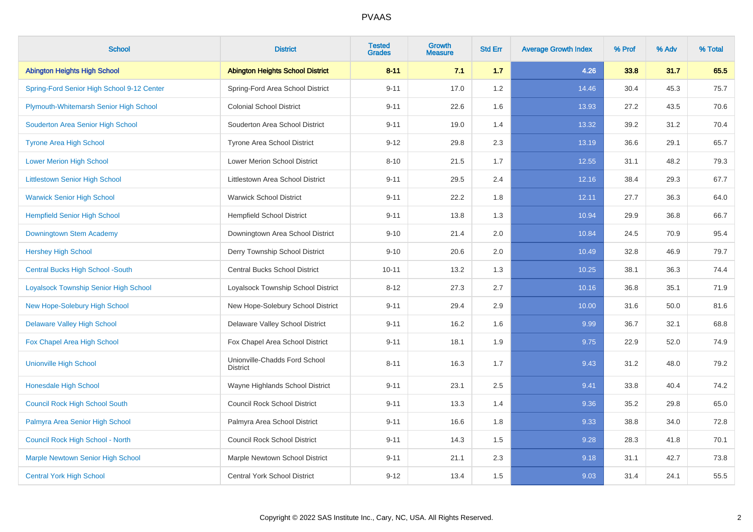| School | District | Tested Grades | Growth Measure | Std Err | Average Growth Index | % Prof | % Adv | % Total |
|---|---|---|---|---|---|---|---|---|
| **Abington Heights High School** | **Abington Heights School District** | **8-11** | **7.1** | **1.7** | **4.26** | **33.8** | **31.7** | **65.5** |
| Spring-Ford Senior High School 9-12 Center | Spring-Ford Area School District | 9-11 | 17.0 | 1.2 | 14.46 | 30.4 | 45.3 | 75.7 |
| Plymouth-Whitemarsh Senior High School | Colonial School District | 9-11 | 22.6 | 1.6 | 13.93 | 27.2 | 43.5 | 70.6 |
| Souderton Area Senior High School | Souderton Area School District | 9-11 | 19.0 | 1.4 | 13.32 | 39.2 | 31.2 | 70.4 |
| Tyrone Area High School | Tyrone Area School District | 9-12 | 29.8 | 2.3 | 13.19 | 36.6 | 29.1 | 65.7 |
| Lower Merion High School | Lower Merion School District | 8-10 | 21.5 | 1.7 | 12.55 | 31.1 | 48.2 | 79.3 |
| Littlestown Senior High School | Littlestown Area School District | 9-11 | 29.5 | 2.4 | 12.16 | 38.4 | 29.3 | 67.7 |
| Warwick Senior High School | Warwick School District | 9-11 | 22.2 | 1.8 | 12.11 | 27.7 | 36.3 | 64.0 |
| Hempfield Senior High School | Hempfield School District | 9-11 | 13.8 | 1.3 | 10.94 | 29.9 | 36.8 | 66.7 |
| Downingtown Stem Academy | Downingtown Area School District | 9-10 | 21.4 | 2.0 | 10.84 | 24.5 | 70.9 | 95.4 |
| Hershey High School | Derry Township School District | 9-10 | 20.6 | 2.0 | 10.49 | 32.8 | 46.9 | 79.7 |
| Central Bucks High School -South | Central Bucks School District | 10-11 | 13.2 | 1.3 | 10.25 | 38.1 | 36.3 | 74.4 |
| Loyalsock Township Senior High School | Loyalsock Township School District | 8-12 | 27.3 | 2.7 | 10.16 | 36.8 | 35.1 | 71.9 |
| New Hope-Solebury High School | New Hope-Solebury School District | 9-11 | 29.4 | 2.9 | 10.00 | 31.6 | 50.0 | 81.6 |
| Delaware Valley High School | Delaware Valley School District | 9-11 | 16.2 | 1.6 | 9.99 | 36.7 | 32.1 | 68.8 |
| Fox Chapel Area High School | Fox Chapel Area School District | 9-11 | 18.1 | 1.9 | 9.75 | 22.9 | 52.0 | 74.9 |
| Unionville High School | Unionville-Chadds Ford School District | 8-11 | 16.3 | 1.7 | 9.43 | 31.2 | 48.0 | 79.2 |
| Honesdale High School | Wayne Highlands School District | 9-11 | 23.1 | 2.5 | 9.41 | 33.8 | 40.4 | 74.2 |
| Council Rock High School South | Council Rock School District | 9-11 | 13.3 | 1.4 | 9.36 | 35.2 | 29.8 | 65.0 |
| Palmyra Area Senior High School | Palmyra Area School District | 9-11 | 16.6 | 1.8 | 9.33 | 38.8 | 34.0 | 72.8 |
| Council Rock High School - North | Council Rock School District | 9-11 | 14.3 | 1.5 | 9.28 | 28.3 | 41.8 | 70.1 |
| Marple Newtown Senior High School | Marple Newtown School District | 9-11 | 21.1 | 2.3 | 9.18 | 31.1 | 42.7 | 73.8 |
| Central York High School | Central York School District | 9-12 | 13.4 | 1.5 | 9.03 | 31.4 | 24.1 | 55.5 |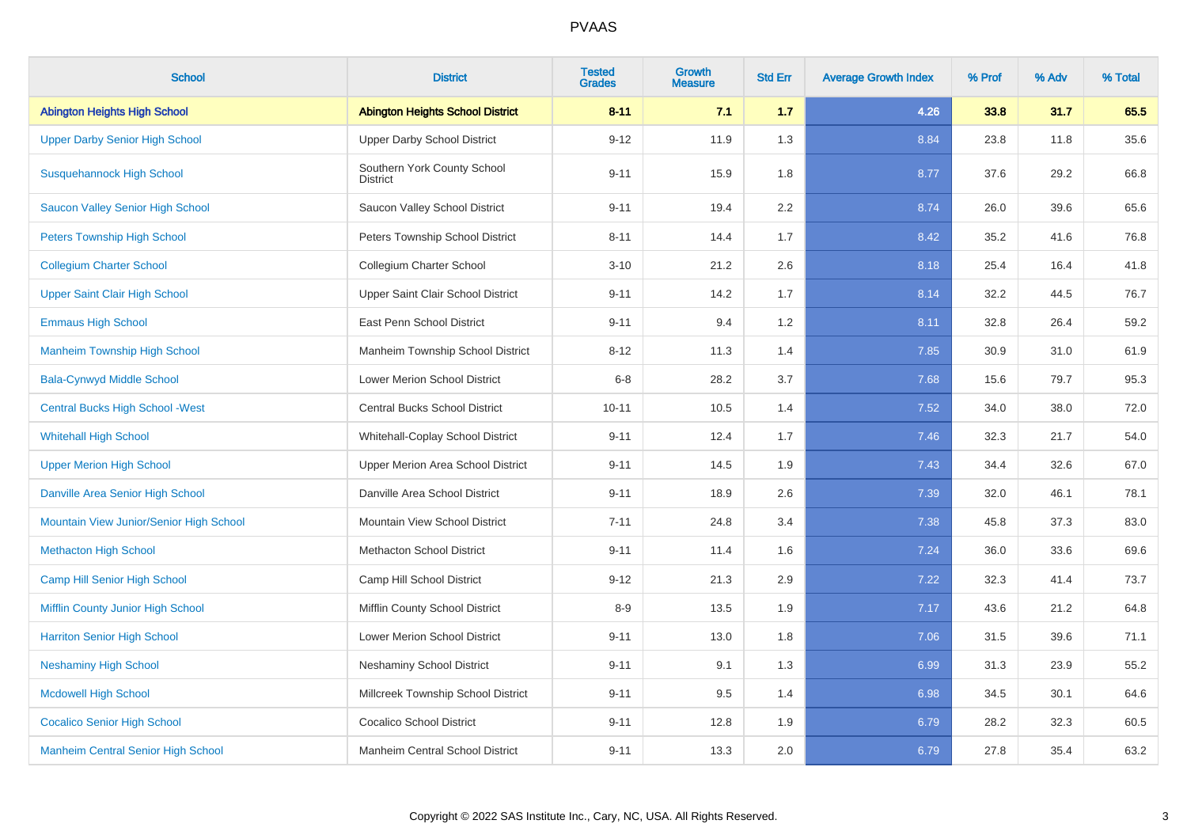# PVAAS

| School | District | Tested Grades | Growth Measure | Std Err | Average Growth Index | % Prof | % Adv | % Total |
|---|---|---|---|---|---|---|---|---|
| **Abington Heights High School** | **Abington Heights School District** | **8-11** | **7.1** | **1.7** | **4.26** | **33.8** | **31.7** | **65.5** |
| Upper Darby Senior High School | Upper Darby School District | 9-12 | 11.9 | 1.3 | 8.84 | 23.8 | 11.8 | 35.6 |
| Susquehannock High School | Southern York County School District | 9-11 | 15.9 | 1.8 | 8.77 | 37.6 | 29.2 | 66.8 |
| Saucon Valley Senior High School | Saucon Valley School District | 9-11 | 19.4 | 2.2 | 8.74 | 26.0 | 39.6 | 65.6 |
| Peters Township High School | Peters Township School District | 8-11 | 14.4 | 1.7 | 8.42 | 35.2 | 41.6 | 76.8 |
| Collegium Charter School | Collegium Charter School | 3-10 | 21.2 | 2.6 | 8.18 | 25.4 | 16.4 | 41.8 |
| Upper Saint Clair High School | Upper Saint Clair School District | 9-11 | 14.2 | 1.7 | 8.14 | 32.2 | 44.5 | 76.7 |
| Emmaus High School | East Penn School District | 9-11 | 9.4 | 1.2 | 8.11 | 32.8 | 26.4 | 59.2 |
| Manheim Township High School | Manheim Township School District | 8-12 | 11.3 | 1.4 | 7.85 | 30.9 | 31.0 | 61.9 |
| Bala-Cynwyd Middle School | Lower Merion School District | 6-8 | 28.2 | 3.7 | 7.68 | 15.6 | 79.7 | 95.3 |
| Central Bucks High School -West | Central Bucks School District | 10-11 | 10.5 | 1.4 | 7.52 | 34.0 | 38.0 | 72.0 |
| Whitehall High School | Whitehall-Coplay School District | 9-11 | 12.4 | 1.7 | 7.46 | 32.3 | 21.7 | 54.0 |
| Upper Merion High School | Upper Merion Area School District | 9-11 | 14.5 | 1.9 | 7.43 | 34.4 | 32.6 | 67.0 |
| Danville Area Senior High School | Danville Area School District | 9-11 | 18.9 | 2.6 | 7.39 | 32.0 | 46.1 | 78.1 |
| Mountain View Junior/Senior High School | Mountain View School District | 7-11 | 24.8 | 3.4 | 7.38 | 45.8 | 37.3 | 83.0 |
| Methacton High School | Methacton School District | 9-11 | 11.4 | 1.6 | 7.24 | 36.0 | 33.6 | 69.6 |
| Camp Hill Senior High School | Camp Hill School District | 9-12 | 21.3 | 2.9 | 7.22 | 32.3 | 41.4 | 73.7 |
| Mifflin County Junior High School | Mifflin County School District | 8-9 | 13.5 | 1.9 | 7.17 | 43.6 | 21.2 | 64.8 |
| Harriton Senior High School | Lower Merion School District | 9-11 | 13.0 | 1.8 | 7.06 | 31.5 | 39.6 | 71.1 |
| Neshaminy High School | Neshaminy School District | 9-11 | 9.1 | 1.3 | 6.99 | 31.3 | 23.9 | 55.2 |
| Mcdowell High School | Millcreek Township School District | 9-11 | 9.5 | 1.4 | 6.98 | 34.5 | 30.1 | 64.6 |
| Cocalico Senior High School | Cocalico School District | 9-11 | 12.8 | 1.9 | 6.79 | 28.2 | 32.3 | 60.5 |
| Manheim Central Senior High School | Manheim Central School District | 9-11 | 13.3 | 2.0 | 6.79 | 27.8 | 35.4 | 63.2 |

Copyright © 2022 SAS Institute Inc., Cary, NC, USA. All Rights Reserved.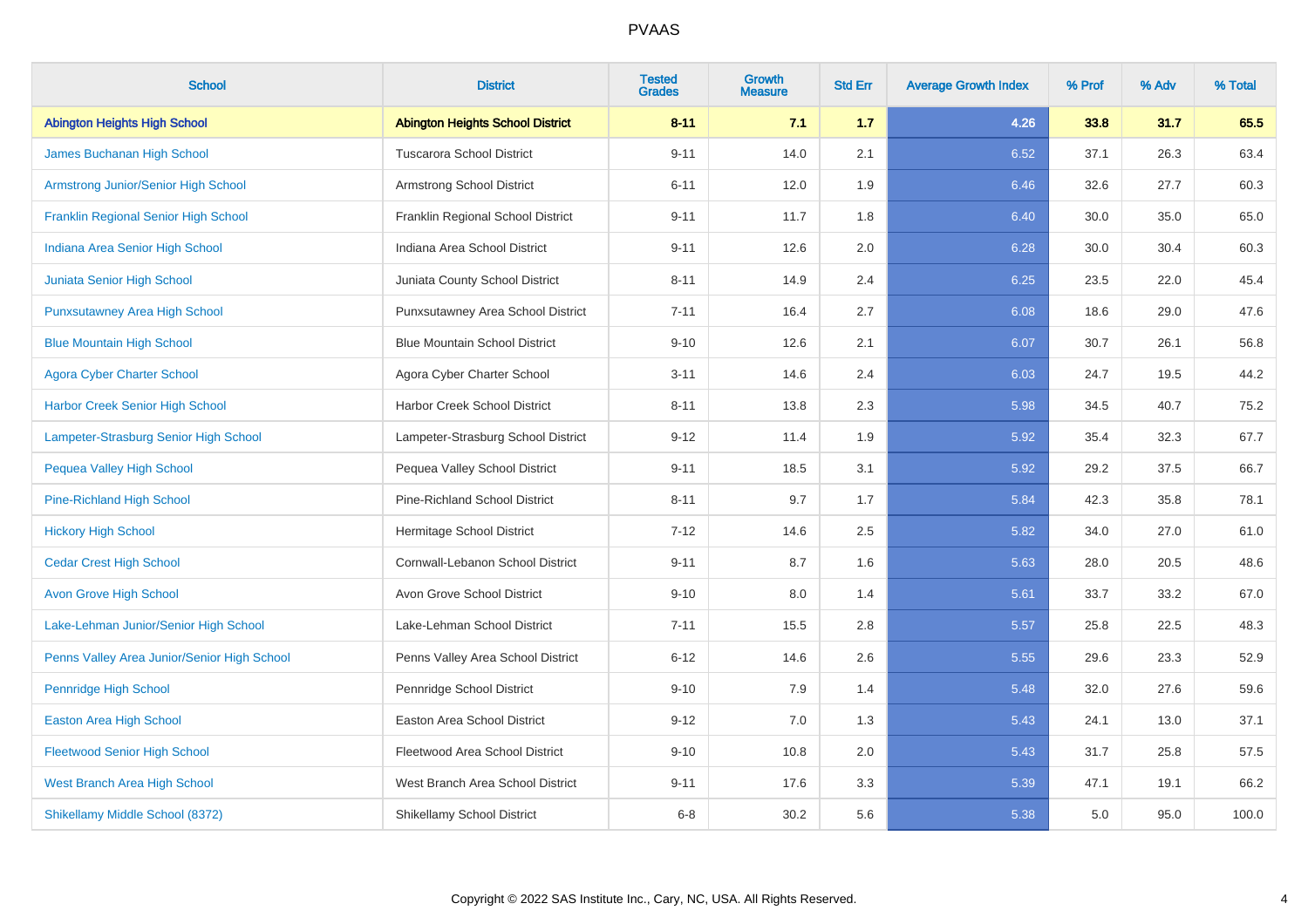# PVAAS

| School | District | Tested Grades | Growth Measure | Std Err | Average Growth Index | % Prof | % Adv | % Total |
|---|---|---|---|---|---|---|---|---|
| **Abington Heights High School** | **Abington Heights School District** | **8-11** | **7.1** | **1.7** | **4.26** | **33.8** | **31.7** | **65.5** |
| James Buchanan High School | Tuscarora School District | 9-11 | 14.0 | 2.1 | 6.52 | 37.1 | 26.3 | 63.4 |
| Armstrong Junior/Senior High School | Armstrong School District | 6-11 | 12.0 | 1.9 | 6.46 | 32.6 | 27.7 | 60.3 |
| Franklin Regional Senior High School | Franklin Regional School District | 9-11 | 11.7 | 1.8 | 6.40 | 30.0 | 35.0 | 65.0 |
| Indiana Area Senior High School | Indiana Area School District | 9-11 | 12.6 | 2.0 | 6.28 | 30.0 | 30.4 | 60.3 |
| Juniata Senior High School | Juniata County School District | 8-11 | 14.9 | 2.4 | 6.25 | 23.5 | 22.0 | 45.4 |
| Punxsutawney Area High School | Punxsutawney Area School District | 7-11 | 16.4 | 2.7 | 6.08 | 18.6 | 29.0 | 47.6 |
| Blue Mountain High School | Blue Mountain School District | 9-10 | 12.6 | 2.1 | 6.07 | 30.7 | 26.1 | 56.8 |
| Agora Cyber Charter School | Agora Cyber Charter School | 3-11 | 14.6 | 2.4 | 6.03 | 24.7 | 19.5 | 44.2 |
| Harbor Creek Senior High School | Harbor Creek School District | 8-11 | 13.8 | 2.3 | 5.98 | 34.5 | 40.7 | 75.2 |
| Lampeter-Strasburg Senior High School | Lampeter-Strasburg School District | 9-12 | 11.4 | 1.9 | 5.92 | 35.4 | 32.3 | 67.7 |
| Pequea Valley High School | Pequea Valley School District | 9-11 | 18.5 | 3.1 | 5.92 | 29.2 | 37.5 | 66.7 |
| Pine-Richland High School | Pine-Richland School District | 8-11 | 9.7 | 1.7 | 5.84 | 42.3 | 35.8 | 78.1 |
| Hickory High School | Hermitage School District | 7-12 | 14.6 | 2.5 | 5.82 | 34.0 | 27.0 | 61.0 |
| Cedar Crest High School | Cornwall-Lebanon School District | 9-11 | 8.7 | 1.6 | 5.63 | 28.0 | 20.5 | 48.6 |
| Avon Grove High School | Avon Grove School District | 9-10 | 8.0 | 1.4 | 5.61 | 33.7 | 33.2 | 67.0 |
| Lake-Lehman Junior/Senior High School | Lake-Lehman School District | 7-11 | 15.5 | 2.8 | 5.57 | 25.8 | 22.5 | 48.3 |
| Penns Valley Area Junior/Senior High School | Penns Valley Area School District | 6-12 | 14.6 | 2.6 | 5.55 | 29.6 | 23.3 | 52.9 |
| Pennridge High School | Pennridge School District | 9-10 | 7.9 | 1.4 | 5.48 | 32.0 | 27.6 | 59.6 |
| Easton Area High School | Easton Area School District | 9-12 | 7.0 | 1.3 | 5.43 | 24.1 | 13.0 | 37.1 |
| Fleetwood Senior High School | Fleetwood Area School District | 9-10 | 10.8 | 2.0 | 5.43 | 31.7 | 25.8 | 57.5 |
| West Branch Area High School | West Branch Area School District | 9-11 | 17.6 | 3.3 | 5.39 | 47.1 | 19.1 | 66.2 |
| Shikellamy Middle School (8372) | Shikellamy School District | 6-8 | 30.2 | 5.6 | 5.38 | 5.0 | 95.0 | 100.0 |

Copyright © 2022 SAS Institute Inc., Cary, NC, USA. All Rights Reserved.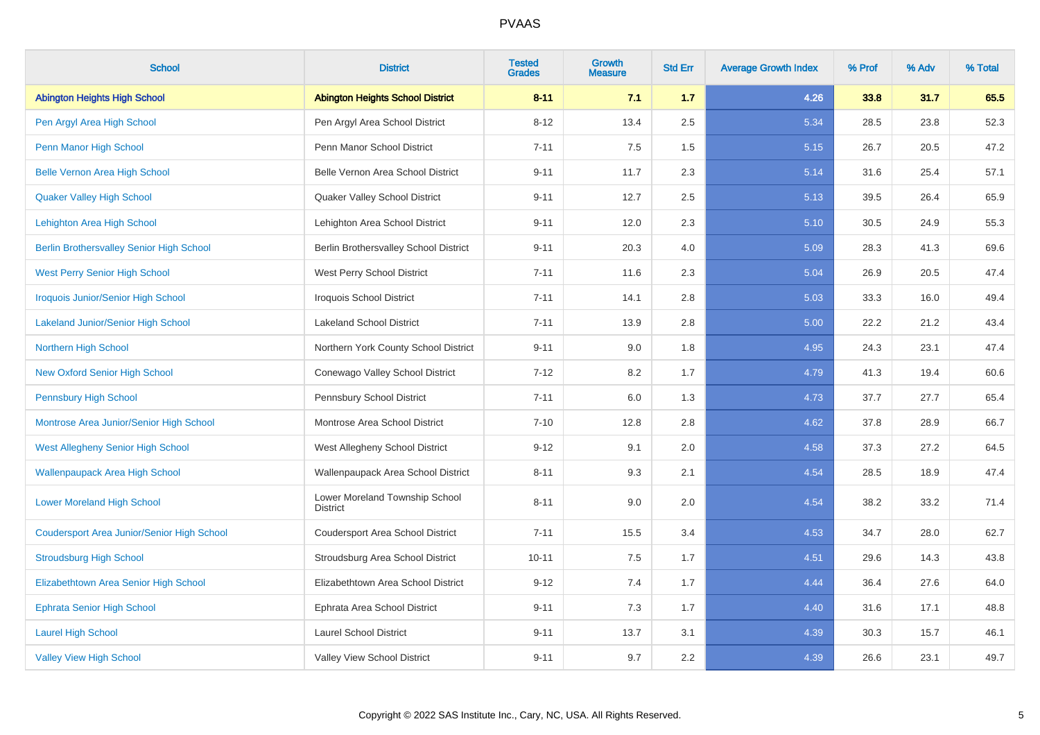| School | District | Tested Grades | Growth Measure | Std Err | Average Growth Index | % Prof | % Adv | % Total |
|---|---|---|---|---|---|---|---|---|
| **Abington Heights High School** | **Abington Heights School District** | **8-11** | **7.1** | **1.7** | **4.26** | **33.8** | **31.7** | **65.5** |
| Pen Argyl Area High School | Pen Argyl Area School District | 8-12 | 13.4 | 2.5 | 5.34 | 28.5 | 23.8 | 52.3 |
| Penn Manor High School | Penn Manor School District | 7-11 | 7.5 | 1.5 | 5.15 | 26.7 | 20.5 | 47.2 |
| Belle Vernon Area High School | Belle Vernon Area School District | 9-11 | 11.7 | 2.3 | 5.14 | 31.6 | 25.4 | 57.1 |
| Quaker Valley High School | Quaker Valley School District | 9-11 | 12.7 | 2.5 | 5.13 | 39.5 | 26.4 | 65.9 |
| Lehighton Area High School | Lehighton Area School District | 9-11 | 12.0 | 2.3 | 5.10 | 30.5 | 24.9 | 55.3 |
| Berlin Brothersvalley Senior High School | Berlin Brothersvalley School District | 9-11 | 20.3 | 4.0 | 5.09 | 28.3 | 41.3 | 69.6 |
| West Perry Senior High School | West Perry School District | 7-11 | 11.6 | 2.3 | 5.04 | 26.9 | 20.5 | 47.4 |
| Iroquois Junior/Senior High School | Iroquois School District | 7-11 | 14.1 | 2.8 | 5.03 | 33.3 | 16.0 | 49.4 |
| Lakeland Junior/Senior High School | Lakeland School District | 7-11 | 13.9 | 2.8 | 5.00 | 22.2 | 21.2 | 43.4 |
| Northern High School | Northern York County School District | 9-11 | 9.0 | 1.8 | 4.95 | 24.3 | 23.1 | 47.4 |
| New Oxford Senior High School | Conewago Valley School District | 7-12 | 8.2 | 1.7 | 4.79 | 41.3 | 19.4 | 60.6 |
| Pennsbury High School | Pennsbury School District | 7-11 | 6.0 | 1.3 | 4.73 | 37.7 | 27.7 | 65.4 |
| Montrose Area Junior/Senior High School | Montrose Area School District | 7-10 | 12.8 | 2.8 | 4.62 | 37.8 | 28.9 | 66.7 |
| West Allegheny Senior High School | West Allegheny School District | 9-12 | 9.1 | 2.0 | 4.58 | 37.3 | 27.2 | 64.5 |
| Wallenpaupack Area High School | Wallenpaupack Area School District | 8-11 | 9.3 | 2.1 | 4.54 | 28.5 | 18.9 | 47.4 |
| Lower Moreland High School | Lower Moreland Township School District | 8-11 | 9.0 | 2.0 | 4.54 | 38.2 | 33.2 | 71.4 |
| Coudersport Area Junior/Senior High School | Coudersport Area School District | 7-11 | 15.5 | 3.4 | 4.53 | 34.7 | 28.0 | 62.7 |
| Stroudsburg High School | Stroudsburg Area School District | 10-11 | 7.5 | 1.7 | 4.51 | 29.6 | 14.3 | 43.8 |
| Elizabethtown Area Senior High School | Elizabethtown Area School District | 9-12 | 7.4 | 1.7 | 4.44 | 36.4 | 27.6 | 64.0 |
| Ephrata Senior High School | Ephrata Area School District | 9-11 | 7.3 | 1.7 | 4.40 | 31.6 | 17.1 | 48.8 |
| Laurel High School | Laurel School District | 9-11 | 13.7 | 3.1 | 4.39 | 30.3 | 15.7 | 46.1 |
| Valley View High School | Valley View School District | 9-11 | 9.7 | 2.2 | 4.39 | 26.6 | 23.1 | 49.7 |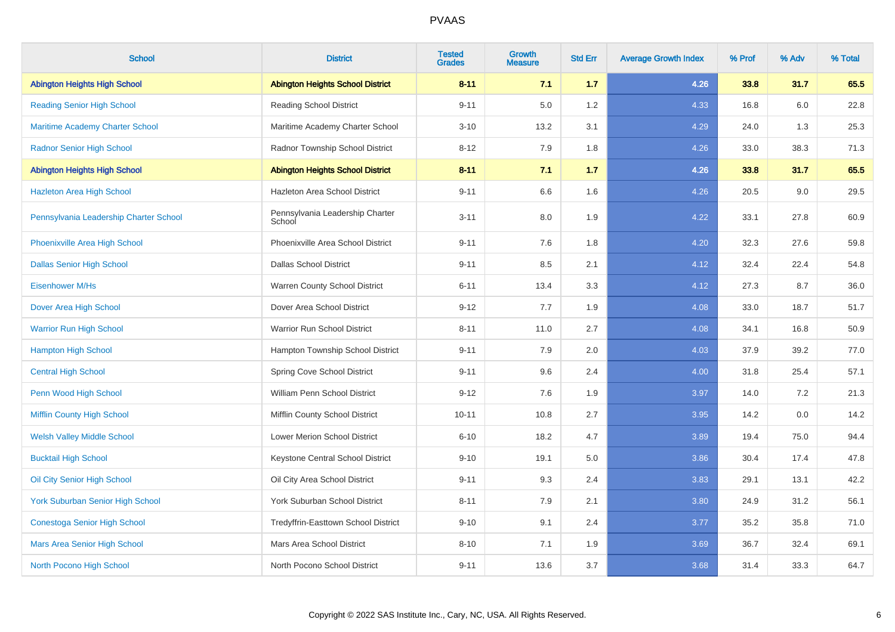| School | District | Tested Grades | Growth Measure | Std Err | Average Growth Index | % Prof | % Adv | % Total |
|---|---|---|---|---|---|---|---|---|
| **Abington Heights High School** | **Abington Heights School District** | **8-11** | **7.1** | **1.7** | **4.26** | **33.8** | **31.7** | **65.5** |
| Reading Senior High School | Reading School District | 9-11 | 5.0 | 1.2 | 4.33 | 16.8 | 6.0 | 22.8 |
| Maritime Academy Charter School | Maritime Academy Charter School | 3-10 | 13.2 | 3.1 | 4.29 | 24.0 | 1.3 | 25.3 |
| Radnor Senior High School | Radnor Township School District | 8-12 | 7.9 | 1.8 | 4.26 | 33.0 | 38.3 | 71.3 |
| **Abington Heights High School** | **Abington Heights School District** | **8-11** | **7.1** | **1.7** | **4.26** | **33.8** | **31.7** | **65.5** |
| Hazleton Area High School | Hazleton Area School District | 9-11 | 6.6 | 1.6 | 4.26 | 20.5 | 9.0 | 29.5 |
| Pennsylvania Leadership Charter School | Pennsylvania Leadership Charter School | 3-11 | 8.0 | 1.9 | 4.22 | 33.1 | 27.8 | 60.9 |
| Phoenixville Area High School | Phoenixville Area School District | 9-11 | 7.6 | 1.8 | 4.20 | 32.3 | 27.6 | 59.8 |
| Dallas Senior High School | Dallas School District | 9-11 | 8.5 | 2.1 | 4.12 | 32.4 | 22.4 | 54.8 |
| Eisenhower M/Hs | Warren County School District | 6-11 | 13.4 | 3.3 | 4.12 | 27.3 | 8.7 | 36.0 |
| Dover Area High School | Dover Area School District | 9-12 | 7.7 | 1.9 | 4.08 | 33.0 | 18.7 | 51.7 |
| Warrior Run High School | Warrior Run School District | 8-11 | 11.0 | 2.7 | 4.08 | 34.1 | 16.8 | 50.9 |
| Hampton High School | Hampton Township School District | 9-11 | 7.9 | 2.0 | 4.03 | 37.9 | 39.2 | 77.0 |
| Central High School | Spring Cove School District | 9-11 | 9.6 | 2.4 | 4.00 | 31.8 | 25.4 | 57.1 |
| Penn Wood High School | William Penn School District | 9-12 | 7.6 | 1.9 | 3.97 | 14.0 | 7.2 | 21.3 |
| Mifflin County High School | Mifflin County School District | 10-11 | 10.8 | 2.7 | 3.95 | 14.2 | 0.0 | 14.2 |
| Welsh Valley Middle School | Lower Merion School District | 6-10 | 18.2 | 4.7 | 3.89 | 19.4 | 75.0 | 94.4 |
| Bucktail High School | Keystone Central School District | 9-10 | 19.1 | 5.0 | 3.86 | 30.4 | 17.4 | 47.8 |
| Oil City Senior High School | Oil City Area School District | 9-11 | 9.3 | 2.4 | 3.83 | 29.1 | 13.1 | 42.2 |
| York Suburban Senior High School | York Suburban School District | 8-11 | 7.9 | 2.1 | 3.80 | 24.9 | 31.2 | 56.1 |
| Conestoga Senior High School | Tredyffrin-Easttown School District | 9-10 | 9.1 | 2.4 | 3.77 | 35.2 | 35.8 | 71.0 |
| Mars Area Senior High School | Mars Area School District | 8-10 | 7.1 | 1.9 | 3.69 | 36.7 | 32.4 | 69.1 |
| North Pocono High School | North Pocono School District | 9-11 | 13.6 | 3.7 | 3.68 | 31.4 | 33.3 | 64.7 |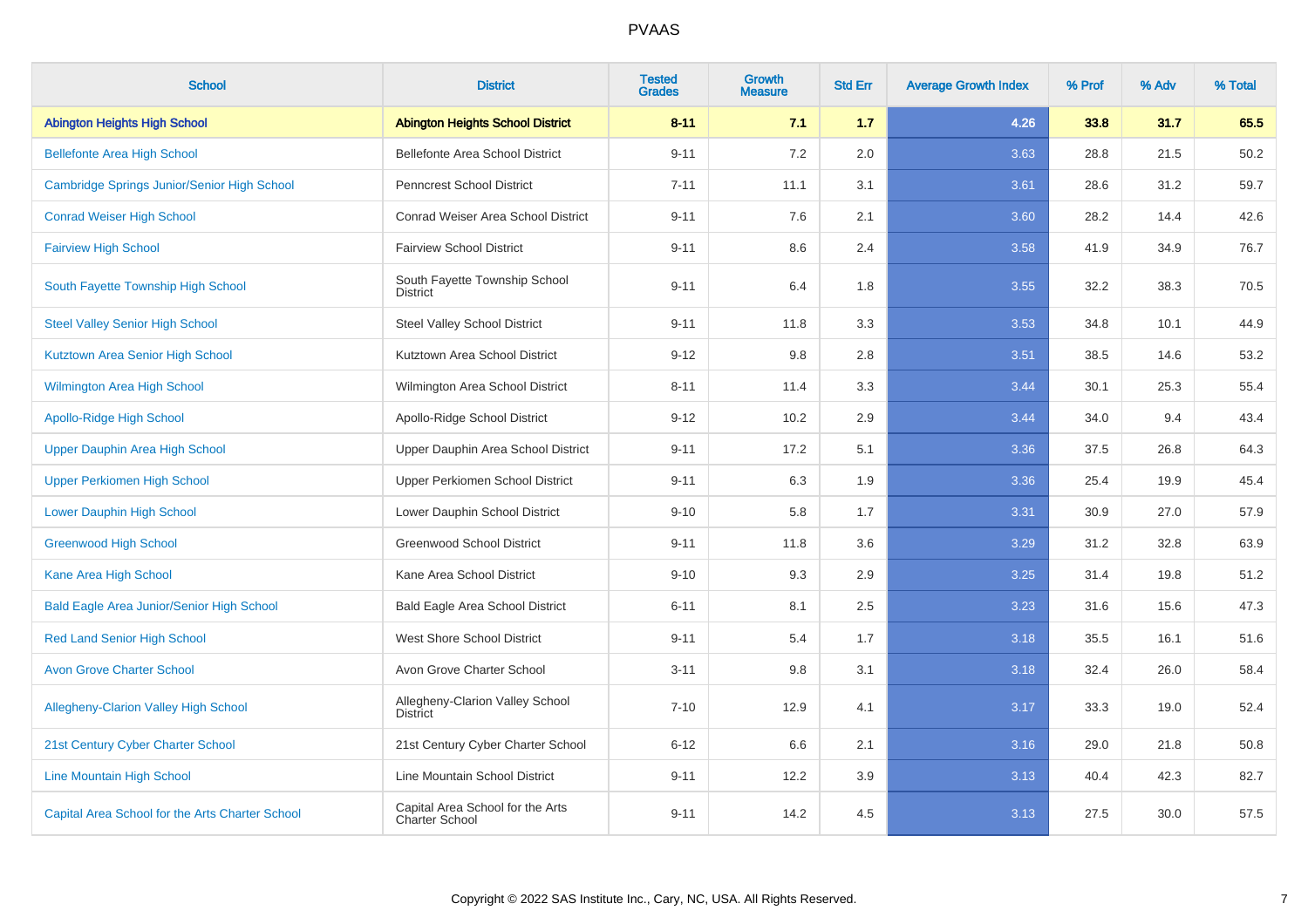| School | District | Tested Grades | Growth Measure | Std Err | Average Growth Index | % Prof | % Adv | % Total |
|---|---|---|---|---|---|---|---|---|
| **Abington Heights High School** | **Abington Heights School District** | **8-11** | **7.1** | **1.7** | **4.26** | **33.8** | **31.7** | **65.5** |
| Bellefonte Area High School | Bellefonte Area School District | 9-11 | 7.2 | 2.0 | 3.63 | 28.8 | 21.5 | 50.2 |
| Cambridge Springs Junior/Senior High School | Penncrest School District | 7-11 | 11.1 | 3.1 | 3.61 | 28.6 | 31.2 | 59.7 |
| Conrad Weiser High School | Conrad Weiser Area School District | 9-11 | 7.6 | 2.1 | 3.60 | 28.2 | 14.4 | 42.6 |
| Fairview High School | Fairview School District | 9-11 | 8.6 | 2.4 | 3.58 | 41.9 | 34.9 | 76.7 |
| South Fayette Township High School | South Fayette Township School District | 9-11 | 6.4 | 1.8 | 3.55 | 32.2 | 38.3 | 70.5 |
| Steel Valley Senior High School | Steel Valley School District | 9-11 | 11.8 | 3.3 | 3.53 | 34.8 | 10.1 | 44.9 |
| Kutztown Area Senior High School | Kutztown Area School District | 9-12 | 9.8 | 2.8 | 3.51 | 38.5 | 14.6 | 53.2 |
| Wilmington Area High School | Wilmington Area School District | 8-11 | 11.4 | 3.3 | 3.44 | 30.1 | 25.3 | 55.4 |
| Apollo-Ridge High School | Apollo-Ridge School District | 9-12 | 10.2 | 2.9 | 3.44 | 34.0 | 9.4 | 43.4 |
| Upper Dauphin Area High School | Upper Dauphin Area School District | 9-11 | 17.2 | 5.1 | 3.36 | 37.5 | 26.8 | 64.3 |
| Upper Perkiomen High School | Upper Perkiomen School District | 9-11 | 6.3 | 1.9 | 3.36 | 25.4 | 19.9 | 45.4 |
| Lower Dauphin High School | Lower Dauphin School District | 9-10 | 5.8 | 1.7 | 3.31 | 30.9 | 27.0 | 57.9 |
| Greenwood High School | Greenwood School District | 9-11 | 11.8 | 3.6 | 3.29 | 31.2 | 32.8 | 63.9 |
| Kane Area High School | Kane Area School District | 9-10 | 9.3 | 2.9 | 3.25 | 31.4 | 19.8 | 51.2 |
| Bald Eagle Area Junior/Senior High School | Bald Eagle Area School District | 6-11 | 8.1 | 2.5 | 3.23 | 31.6 | 15.6 | 47.3 |
| Red Land Senior High School | West Shore School District | 9-11 | 5.4 | 1.7 | 3.18 | 35.5 | 16.1 | 51.6 |
| Avon Grove Charter School | Avon Grove Charter School | 3-11 | 9.8 | 3.1 | 3.18 | 32.4 | 26.0 | 58.4 |
| Allegheny-Clarion Valley High School | Allegheny-Clarion Valley School District | 7-10 | 12.9 | 4.1 | 3.17 | 33.3 | 19.0 | 52.4 |
| 21st Century Cyber Charter School | 21st Century Cyber Charter School | 6-12 | 6.6 | 2.1 | 3.16 | 29.0 | 21.8 | 50.8 |
| Line Mountain High School | Line Mountain School District | 9-11 | 12.2 | 3.9 | 3.13 | 40.4 | 42.3 | 82.7 |
| Capital Area School for the Arts Charter School | Capital Area School for the Arts Charter School | 9-11 | 14.2 | 4.5 | 3.13 | 27.5 | 30.0 | 57.5 |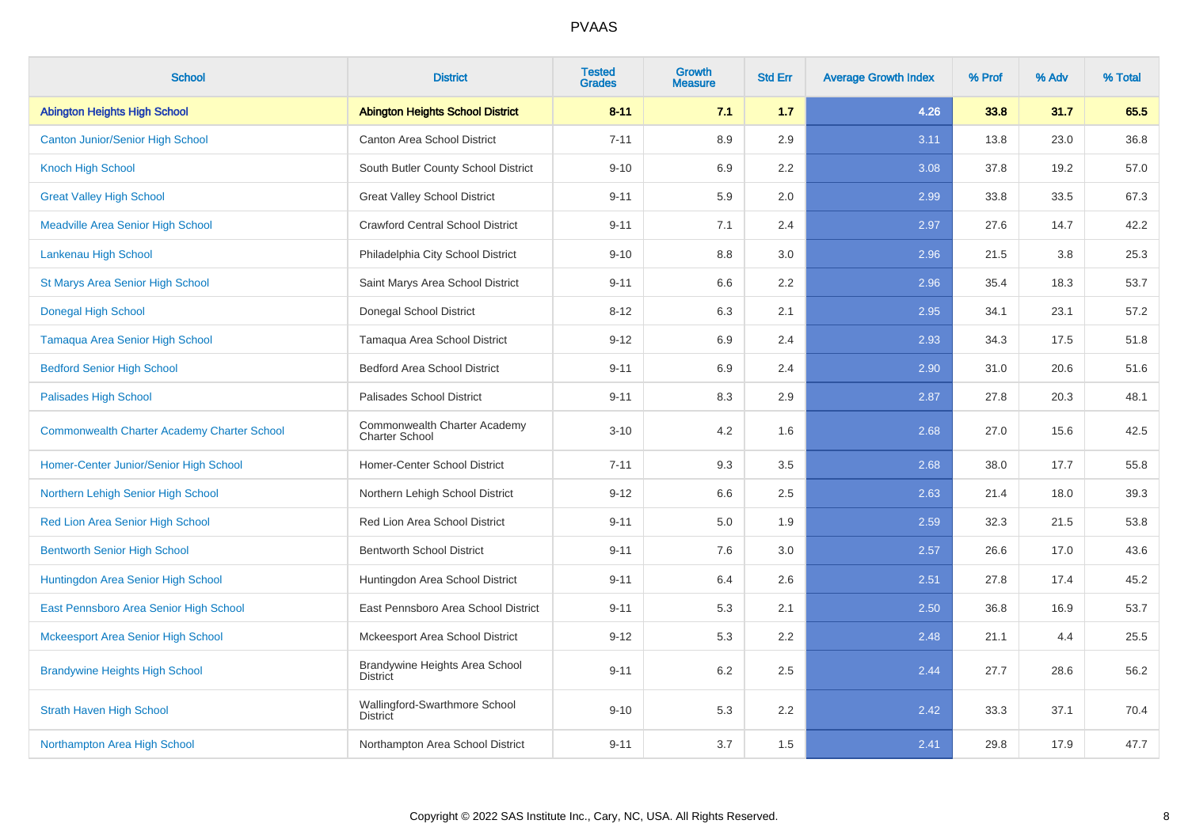| School | District | Tested Grades | Growth Measure | Std Err | Average Growth Index | % Prof | % Adv | % Total |
|---|---|---|---|---|---|---|---|---|
| **Abington Heights High School** | **Abington Heights School District** | **8-11** | **7.1** | **1.7** | **4.26** | **33.8** | **31.7** | **65.5** |
| Canton Junior/Senior High School | Canton Area School District | 7-11 | 8.9 | 2.9 | 3.11 | 13.8 | 23.0 | 36.8 |
| Knoch High School | South Butler County School District | 9-10 | 6.9 | 2.2 | 3.08 | 37.8 | 19.2 | 57.0 |
| Great Valley High School | Great Valley School District | 9-11 | 5.9 | 2.0 | 2.99 | 33.8 | 33.5 | 67.3 |
| Meadville Area Senior High School | Crawford Central School District | 9-11 | 7.1 | 2.4 | 2.97 | 27.6 | 14.7 | 42.2 |
| Lankenau High School | Philadelphia City School District | 9-10 | 8.8 | 3.0 | 2.96 | 21.5 | 3.8 | 25.3 |
| St Marys Area Senior High School | Saint Marys Area School District | 9-11 | 6.6 | 2.2 | 2.96 | 35.4 | 18.3 | 53.7 |
| Donegal High School | Donegal School District | 8-12 | 6.3 | 2.1 | 2.95 | 34.1 | 23.1 | 57.2 |
| Tamaqua Area Senior High School | Tamaqua Area School District | 9-12 | 6.9 | 2.4 | 2.93 | 34.3 | 17.5 | 51.8 |
| Bedford Senior High School | Bedford Area School District | 9-11 | 6.9 | 2.4 | 2.90 | 31.0 | 20.6 | 51.6 |
| Palisades High School | Palisades School District | 9-11 | 8.3 | 2.9 | 2.87 | 27.8 | 20.3 | 48.1 |
| Commonwealth Charter Academy Charter School | Commonwealth Charter Academy Charter School | 3-10 | 4.2 | 1.6 | 2.68 | 27.0 | 15.6 | 42.5 |
| Homer-Center Junior/Senior High School | Homer-Center School District | 7-11 | 9.3 | 3.5 | 2.68 | 38.0 | 17.7 | 55.8 |
| Northern Lehigh Senior High School | Northern Lehigh School District | 9-12 | 6.6 | 2.5 | 2.63 | 21.4 | 18.0 | 39.3 |
| Red Lion Area Senior High School | Red Lion Area School District | 9-11 | 5.0 | 1.9 | 2.59 | 32.3 | 21.5 | 53.8 |
| Bentworth Senior High School | Bentworth School District | 9-11 | 7.6 | 3.0 | 2.57 | 26.6 | 17.0 | 43.6 |
| Huntingdon Area Senior High School | Huntingdon Area School District | 9-11 | 6.4 | 2.6 | 2.51 | 27.8 | 17.4 | 45.2 |
| East Pennsboro Area Senior High School | East Pennsboro Area School District | 9-11 | 5.3 | 2.1 | 2.50 | 36.8 | 16.9 | 53.7 |
| Mckeesport Area Senior High School | Mckeesport Area School District | 9-12 | 5.3 | 2.2 | 2.48 | 21.1 | 4.4 | 25.5 |
| Brandywine Heights High School | Brandywine Heights Area School District | 9-11 | 6.2 | 2.5 | 2.44 | 27.7 | 28.6 | 56.2 |
| Strath Haven High School | Wallingford-Swarthmore School District | 9-10 | 5.3 | 2.2 | 2.42 | 33.3 | 37.1 | 70.4 |
| Northampton Area High School | Northampton Area School District | 9-11 | 3.7 | 1.5 | 2.41 | 29.8 | 17.9 | 47.7 |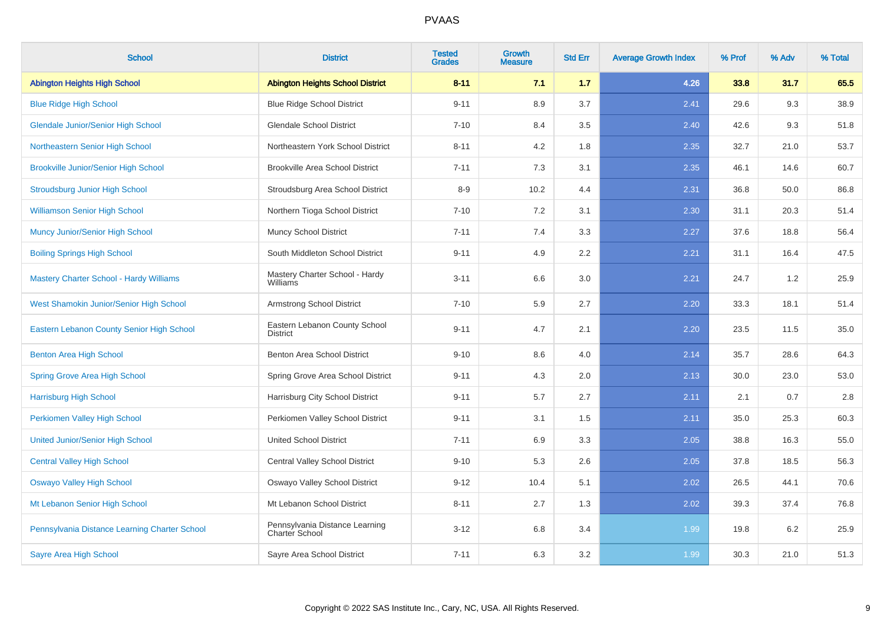| School | District | Tested Grades | Growth Measure | Std Err | Average Growth Index | % Prof | % Adv | % Total |
|---|---|---|---|---|---|---|---|---|
| **Abington Heights High School** | **Abington Heights School District** | **8-11** | **7.1** | **1.7** | **4.26** | **33.8** | **31.7** | **65.5** |
| Blue Ridge High School | Blue Ridge School District | 9-11 | 8.9 | 3.7 | 2.41 | 29.6 | 9.3 | 38.9 |
| Glendale Junior/Senior High School | Glendale School District | 7-10 | 8.4 | 3.5 | 2.40 | 42.6 | 9.3 | 51.8 |
| Northeastern Senior High School | Northeastern York School District | 8-11 | 4.2 | 1.8 | 2.35 | 32.7 | 21.0 | 53.7 |
| Brookville Junior/Senior High School | Brookville Area School District | 7-11 | 7.3 | 3.1 | 2.35 | 46.1 | 14.6 | 60.7 |
| Stroudsburg Junior High School | Stroudsburg Area School District | 8-9 | 10.2 | 4.4 | 2.31 | 36.8 | 50.0 | 86.8 |
| Williamson Senior High School | Northern Tioga School District | 7-10 | 7.2 | 3.1 | 2.30 | 31.1 | 20.3 | 51.4 |
| Muncy Junior/Senior High School | Muncy School District | 7-11 | 7.4 | 3.3 | 2.27 | 37.6 | 18.8 | 56.4 |
| Boiling Springs High School | South Middleton School District | 9-11 | 4.9 | 2.2 | 2.21 | 31.1 | 16.4 | 47.5 |
| Mastery Charter School - Hardy Williams | Mastery Charter School - Hardy Williams | 3-11 | 6.6 | 3.0 | 2.21 | 24.7 | 1.2 | 25.9 |
| West Shamokin Junior/Senior High School | Armstrong School District | 7-10 | 5.9 | 2.7 | 2.20 | 33.3 | 18.1 | 51.4 |
| Eastern Lebanon County Senior High School | Eastern Lebanon County School District | 9-11 | 4.7 | 2.1 | 2.20 | 23.5 | 11.5 | 35.0 |
| Benton Area High School | Benton Area School District | 9-10 | 8.6 | 4.0 | 2.14 | 35.7 | 28.6 | 64.3 |
| Spring Grove Area High School | Spring Grove Area School District | 9-11 | 4.3 | 2.0 | 2.13 | 30.0 | 23.0 | 53.0 |
| Harrisburg High School | Harrisburg City School District | 9-11 | 5.7 | 2.7 | 2.11 | 2.1 | 0.7 | 2.8 |
| Perkiomen Valley High School | Perkiomen Valley School District | 9-11 | 3.1 | 1.5 | 2.11 | 35.0 | 25.3 | 60.3 |
| United Junior/Senior High School | United School District | 7-11 | 6.9 | 3.3 | 2.05 | 38.8 | 16.3 | 55.0 |
| Central Valley High School | Central Valley School District | 9-10 | 5.3 | 2.6 | 2.05 | 37.8 | 18.5 | 56.3 |
| Oswayo Valley High School | Oswayo Valley School District | 9-12 | 10.4 | 5.1 | 2.02 | 26.5 | 44.1 | 70.6 |
| Mt Lebanon Senior High School | Mt Lebanon School District | 8-11 | 2.7 | 1.3 | 2.02 | 39.3 | 37.4 | 76.8 |
| Pennsylvania Distance Learning Charter School | Pennsylvania Distance Learning Charter School | 3-12 | 6.8 | 3.4 | 1.99 | 19.8 | 6.2 | 25.9 |
| Sayre Area High School | Sayre Area School District | 7-11 | 6.3 | 3.2 | 1.99 | 30.3 | 21.0 | 51.3 |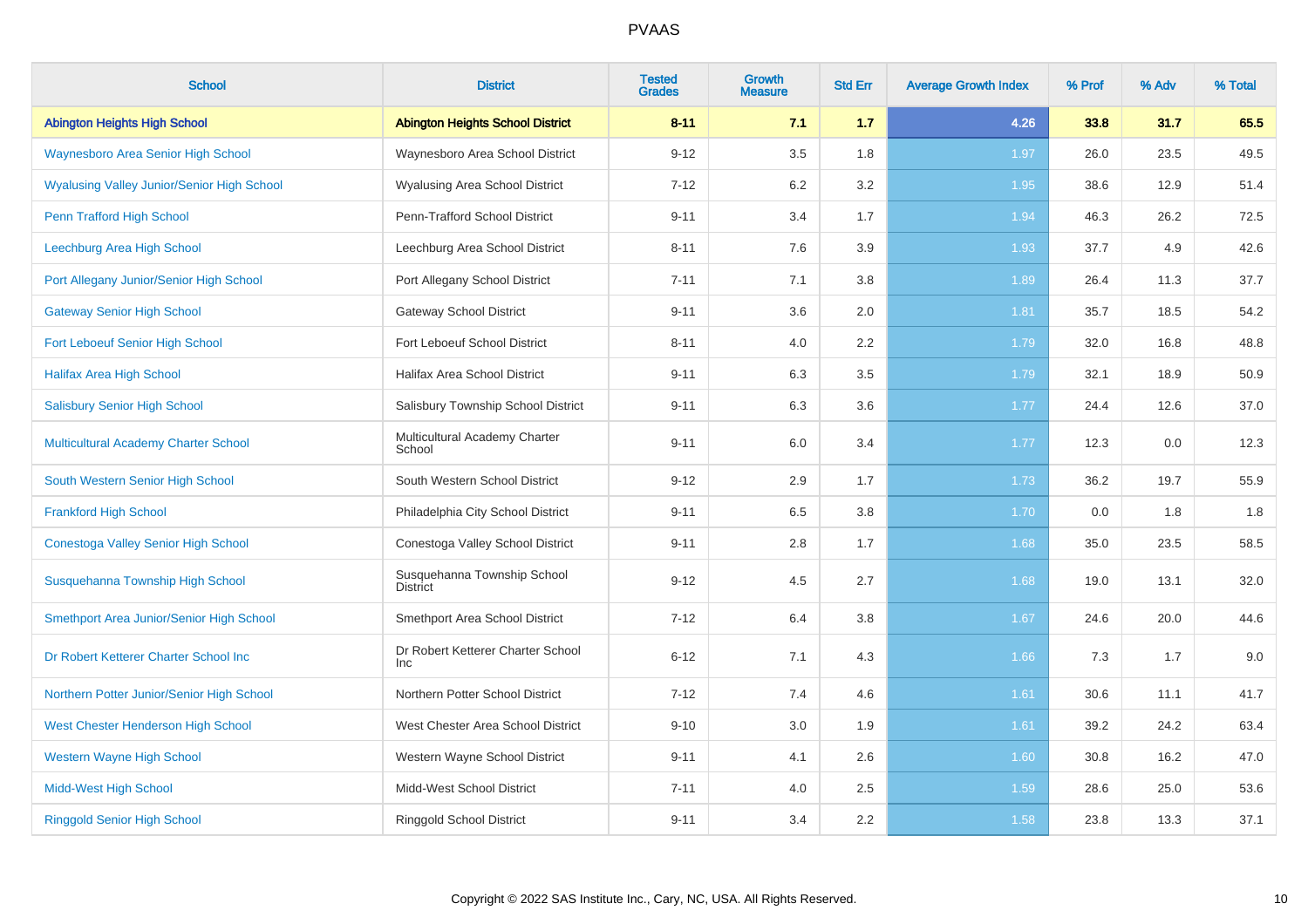# PVAAS

| School | District | Tested Grades | Growth Measure | Std Err | Average Growth Index | % Prof | % Adv | % Total |
|---|---|---|---|---|---|---|---|---|
| **Abington Heights High School** | **Abington Heights School District** | **8-11** | **7.1** | **1.7** | **4.26** | **33.8** | **31.7** | **65.5** |
| Waynesboro Area Senior High School | Waynesboro Area School District | 9-12 | 3.5 | 1.8 | 1.97 | 26.0 | 23.5 | 49.5 |
| Wyalusing Valley Junior/Senior High School | Wyalusing Area School District | 7-12 | 6.2 | 3.2 | 1.95 | 38.6 | 12.9 | 51.4 |
| Penn Trafford High School | Penn-Trafford School District | 9-11 | 3.4 | 1.7 | 1.94 | 46.3 | 26.2 | 72.5 |
| Leechburg Area High School | Leechburg Area School District | 8-11 | 7.6 | 3.9 | 1.93 | 37.7 | 4.9 | 42.6 |
| Port Allegany Junior/Senior High School | Port Allegany School District | 7-11 | 7.1 | 3.8 | 1.89 | 26.4 | 11.3 | 37.7 |
| Gateway Senior High School | Gateway School District | 9-11 | 3.6 | 2.0 | 1.81 | 35.7 | 18.5 | 54.2 |
| Fort Leboeuf Senior High School | Fort Leboeuf School District | 8-11 | 4.0 | 2.2 | 1.79 | 32.0 | 16.8 | 48.8 |
| Halifax Area High School | Halifax Area School District | 9-11 | 6.3 | 3.5 | 1.79 | 32.1 | 18.9 | 50.9 |
| Salisbury Senior High School | Salisbury Township School District | 9-11 | 6.3 | 3.6 | 1.77 | 24.4 | 12.6 | 37.0 |
| Multicultural Academy Charter School | Multicultural Academy Charter School | 9-11 | 6.0 | 3.4 | 1.77 | 12.3 | 0.0 | 12.3 |
| South Western Senior High School | South Western School District | 9-12 | 2.9 | 1.7 | 1.73 | 36.2 | 19.7 | 55.9 |
| Frankford High School | Philadelphia City School District | 9-11 | 6.5 | 3.8 | 1.70 | 0.0 | 1.8 | 1.8 |
| Conestoga Valley Senior High School | Conestoga Valley School District | 9-11 | 2.8 | 1.7 | 1.68 | 35.0 | 23.5 | 58.5 |
| Susquehanna Township High School | Susquehanna Township School District | 9-12 | 4.5 | 2.7 | 1.68 | 19.0 | 13.1 | 32.0 |
| Smethport Area Junior/Senior High School | Smethport Area School District | 7-12 | 6.4 | 3.8 | 1.67 | 24.6 | 20.0 | 44.6 |
| Dr Robert Ketterer Charter School Inc | Dr Robert Ketterer Charter School Inc | 6-12 | 7.1 | 4.3 | 1.66 | 7.3 | 1.7 | 9.0 |
| Northern Potter Junior/Senior High School | Northern Potter School District | 7-12 | 7.4 | 4.6 | 1.61 | 30.6 | 11.1 | 41.7 |
| West Chester Henderson High School | West Chester Area School District | 9-10 | 3.0 | 1.9 | 1.61 | 39.2 | 24.2 | 63.4 |
| Western Wayne High School | Western Wayne School District | 9-11 | 4.1 | 2.6 | 1.60 | 30.8 | 16.2 | 47.0 |
| Midd-West High School | Midd-West School District | 7-11 | 4.0 | 2.5 | 1.59 | 28.6 | 25.0 | 53.6 |
| Ringgold Senior High School | Ringgold School District | 9-11 | 3.4 | 2.2 | 1.58 | 23.8 | 13.3 | 37.1 |

Copyright © 2022 SAS Institute Inc., Cary, NC, USA. All Rights Reserved.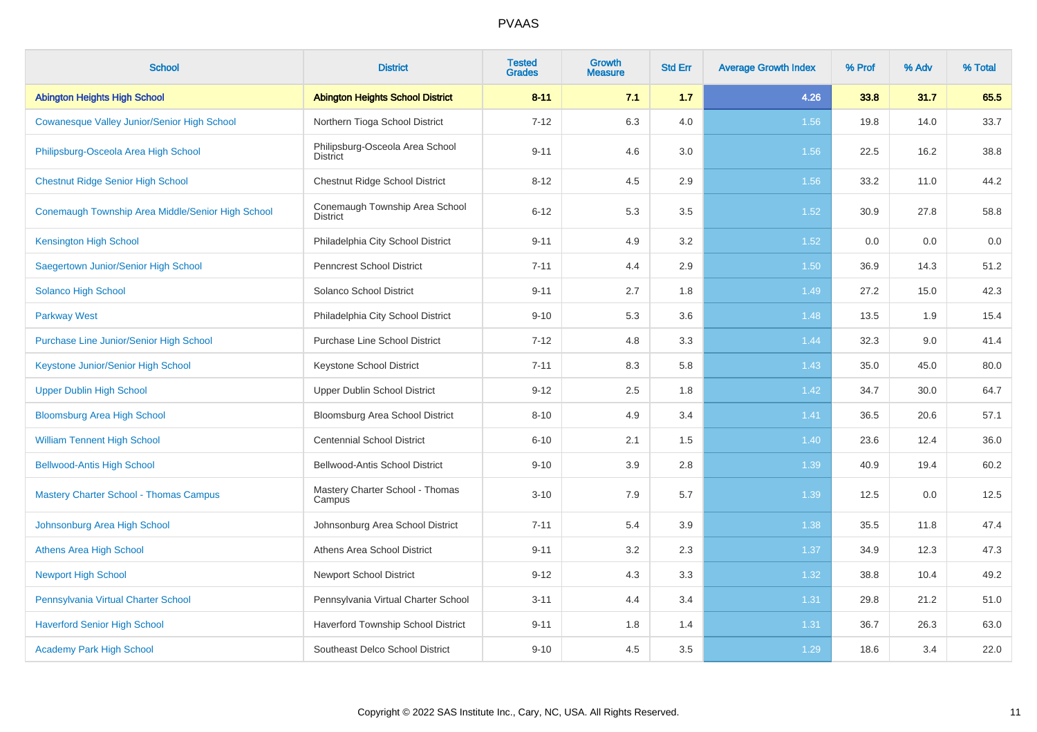# PVAAS

| School | District | Tested Grades | Growth Measure | Std Err | Average Growth Index | % Prof | % Adv | % Total |
|---|---|---|---|---|---|---|---|---|
| **Abington Heights High School** | **Abington Heights School District** | **8-11** | **7.1** | **1.7** | **4.26** | **33.8** | **31.7** | **65.5** |
| Cowanesque Valley Junior/Senior High School | Northern Tioga School District | 7-12 | 6.3 | 4.0 | 1.56 | 19.8 | 14.0 | 33.7 |
| Philipsburg-Osceola Area High School | Philipsburg-Osceola Area School District | 9-11 | 4.6 | 3.0 | 1.56 | 22.5 | 16.2 | 38.8 |
| Chestnut Ridge Senior High School | Chestnut Ridge School District | 8-12 | 4.5 | 2.9 | 1.56 | 33.2 | 11.0 | 44.2 |
| Conemaugh Township Area Middle/Senior High School | Conemaugh Township Area School District | 6-12 | 5.3 | 3.5 | 1.52 | 30.9 | 27.8 | 58.8 |
| Kensington High School | Philadelphia City School District | 9-11 | 4.9 | 3.2 | 1.52 | 0.0 | 0.0 | 0.0 |
| Saegertown Junior/Senior High School | Penncrest School District | 7-11 | 4.4 | 2.9 | 1.50 | 36.9 | 14.3 | 51.2 |
| Solanco High School | Solanco School District | 9-11 | 2.7 | 1.8 | 1.49 | 27.2 | 15.0 | 42.3 |
| Parkway West | Philadelphia City School District | 9-10 | 5.3 | 3.6 | 1.48 | 13.5 | 1.9 | 15.4 |
| Purchase Line Junior/Senior High School | Purchase Line School District | 7-12 | 4.8 | 3.3 | 1.44 | 32.3 | 9.0 | 41.4 |
| Keystone Junior/Senior High School | Keystone School District | 7-11 | 8.3 | 5.8 | 1.43 | 35.0 | 45.0 | 80.0 |
| Upper Dublin High School | Upper Dublin School District | 9-12 | 2.5 | 1.8 | 1.42 | 34.7 | 30.0 | 64.7 |
| Bloomsburg Area High School | Bloomsburg Area School District | 8-10 | 4.9 | 3.4 | 1.41 | 36.5 | 20.6 | 57.1 |
| William Tennent High School | Centennial School District | 6-10 | 2.1 | 1.5 | 1.40 | 23.6 | 12.4 | 36.0 |
| Bellwood-Antis High School | Bellwood-Antis School District | 9-10 | 3.9 | 2.8 | 1.39 | 40.9 | 19.4 | 60.2 |
| Mastery Charter School - Thomas Campus | Mastery Charter School - Thomas Campus | 3-10 | 7.9 | 5.7 | 1.39 | 12.5 | 0.0 | 12.5 |
| Johnsonburg Area High School | Johnsonburg Area School District | 7-11 | 5.4 | 3.9 | 1.38 | 35.5 | 11.8 | 47.4 |
| Athens Area High School | Athens Area School District | 9-11 | 3.2 | 2.3 | 1.37 | 34.9 | 12.3 | 47.3 |
| Newport High School | Newport School District | 9-12 | 4.3 | 3.3 | 1.32 | 38.8 | 10.4 | 49.2 |
| Pennsylvania Virtual Charter School | Pennsylvania Virtual Charter School | 3-11 | 4.4 | 3.4 | 1.31 | 29.8 | 21.2 | 51.0 |
| Haverford Senior High School | Haverford Township School District | 9-11 | 1.8 | 1.4 | 1.31 | 36.7 | 26.3 | 63.0 |
| Academy Park High School | Southeast Delco School District | 9-10 | 4.5 | 3.5 | 1.29 | 18.6 | 3.4 | 22.0 |

Copyright © 2022 SAS Institute Inc., Cary, NC, USA. All Rights Reserved.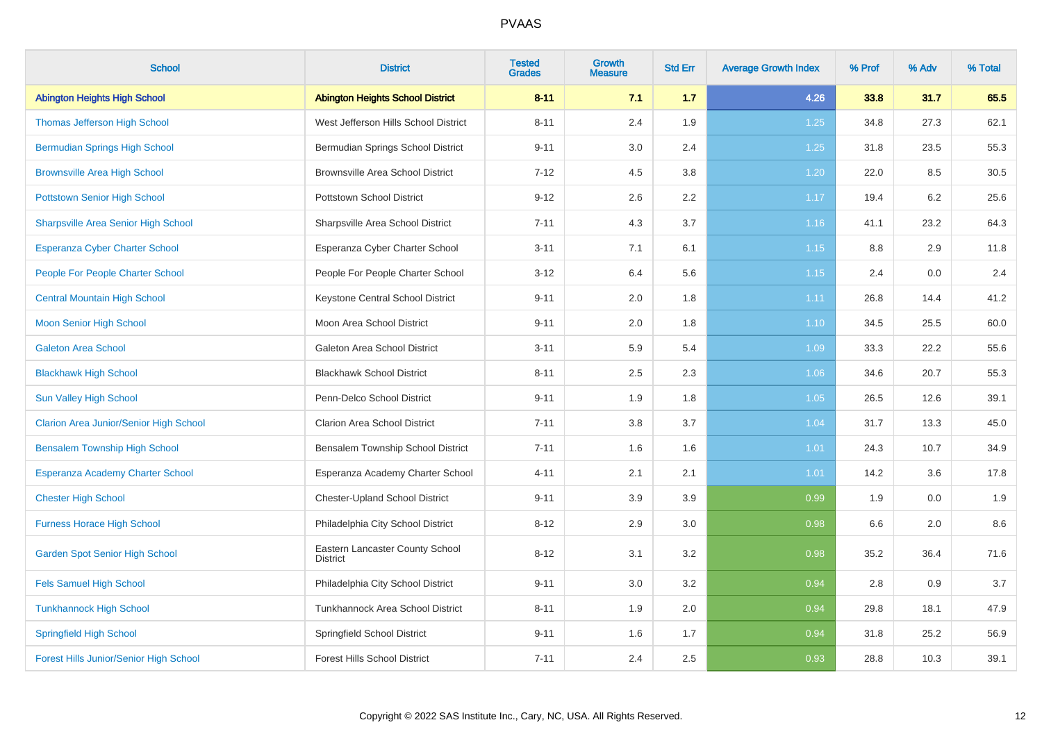| School | District | Tested Grades | Growth Measure | Std Err | Average Growth Index | % Prof | % Adv | % Total |
|---|---|---|---|---|---|---|---|---|
| **Abington Heights High School** | **Abington Heights School District** | **8-11** | **7.1** | **1.7** | **4.26** | **33.8** | **31.7** | **65.5** |
| Thomas Jefferson High School | West Jefferson Hills School District | 8-11 | 2.4 | 1.9 | 1.25 | 34.8 | 27.3 | 62.1 |
| Bermudian Springs High School | Bermudian Springs School District | 9-11 | 3.0 | 2.4 | 1.25 | 31.8 | 23.5 | 55.3 |
| Brownsville Area High School | Brownsville Area School District | 7-12 | 4.5 | 3.8 | 1.20 | 22.0 | 8.5 | 30.5 |
| Pottstown Senior High School | Pottstown School District | 9-12 | 2.6 | 2.2 | 1.17 | 19.4 | 6.2 | 25.6 |
| Sharpsville Area Senior High School | Sharpsville Area School District | 7-11 | 4.3 | 3.7 | 1.16 | 41.1 | 23.2 | 64.3 |
| Esperanza Cyber Charter School | Esperanza Cyber Charter School | 3-11 | 7.1 | 6.1 | 1.15 | 8.8 | 2.9 | 11.8 |
| People For People Charter School | People For People Charter School | 3-12 | 6.4 | 5.6 | 1.15 | 2.4 | 0.0 | 2.4 |
| Central Mountain High School | Keystone Central School District | 9-11 | 2.0 | 1.8 | 1.11 | 26.8 | 14.4 | 41.2 |
| Moon Senior High School | Moon Area School District | 9-11 | 2.0 | 1.8 | 1.10 | 34.5 | 25.5 | 60.0 |
| Galeton Area School | Galeton Area School District | 3-11 | 5.9 | 5.4 | 1.09 | 33.3 | 22.2 | 55.6 |
| Blackhawk High School | Blackhawk School District | 8-11 | 2.5 | 2.3 | 1.06 | 34.6 | 20.7 | 55.3 |
| Sun Valley High School | Penn-Delco School District | 9-11 | 1.9 | 1.8 | 1.05 | 26.5 | 12.6 | 39.1 |
| Clarion Area Junior/Senior High School | Clarion Area School District | 7-11 | 3.8 | 3.7 | 1.04 | 31.7 | 13.3 | 45.0 |
| Bensalem Township High School | Bensalem Township School District | 7-11 | 1.6 | 1.6 | 1.01 | 24.3 | 10.7 | 34.9 |
| Esperanza Academy Charter School | Esperanza Academy Charter School | 4-11 | 2.1 | 2.1 | 1.01 | 14.2 | 3.6 | 17.8 |
| Chester High School | Chester-Upland School District | 9-11 | 3.9 | 3.9 | 0.99 | 1.9 | 0.0 | 1.9 |
| Furness Horace High School | Philadelphia City School District | 8-12 | 2.9 | 3.0 | 0.98 | 6.6 | 2.0 | 8.6 |
| Garden Spot Senior High School | Eastern Lancaster County School District | 8-12 | 3.1 | 3.2 | 0.98 | 35.2 | 36.4 | 71.6 |
| Fels Samuel High School | Philadelphia City School District | 9-11 | 3.0 | 3.2 | 0.94 | 2.8 | 0.9 | 3.7 |
| Tunkhannock High School | Tunkhannock Area School District | 8-11 | 1.9 | 2.0 | 0.94 | 29.8 | 18.1 | 47.9 |
| Springfield High School | Springfield School District | 9-11 | 1.6 | 1.7 | 0.94 | 31.8 | 25.2 | 56.9 |
| Forest Hills Junior/Senior High School | Forest Hills School District | 7-11 | 2.4 | 2.5 | 0.93 | 28.8 | 10.3 | 39.1 |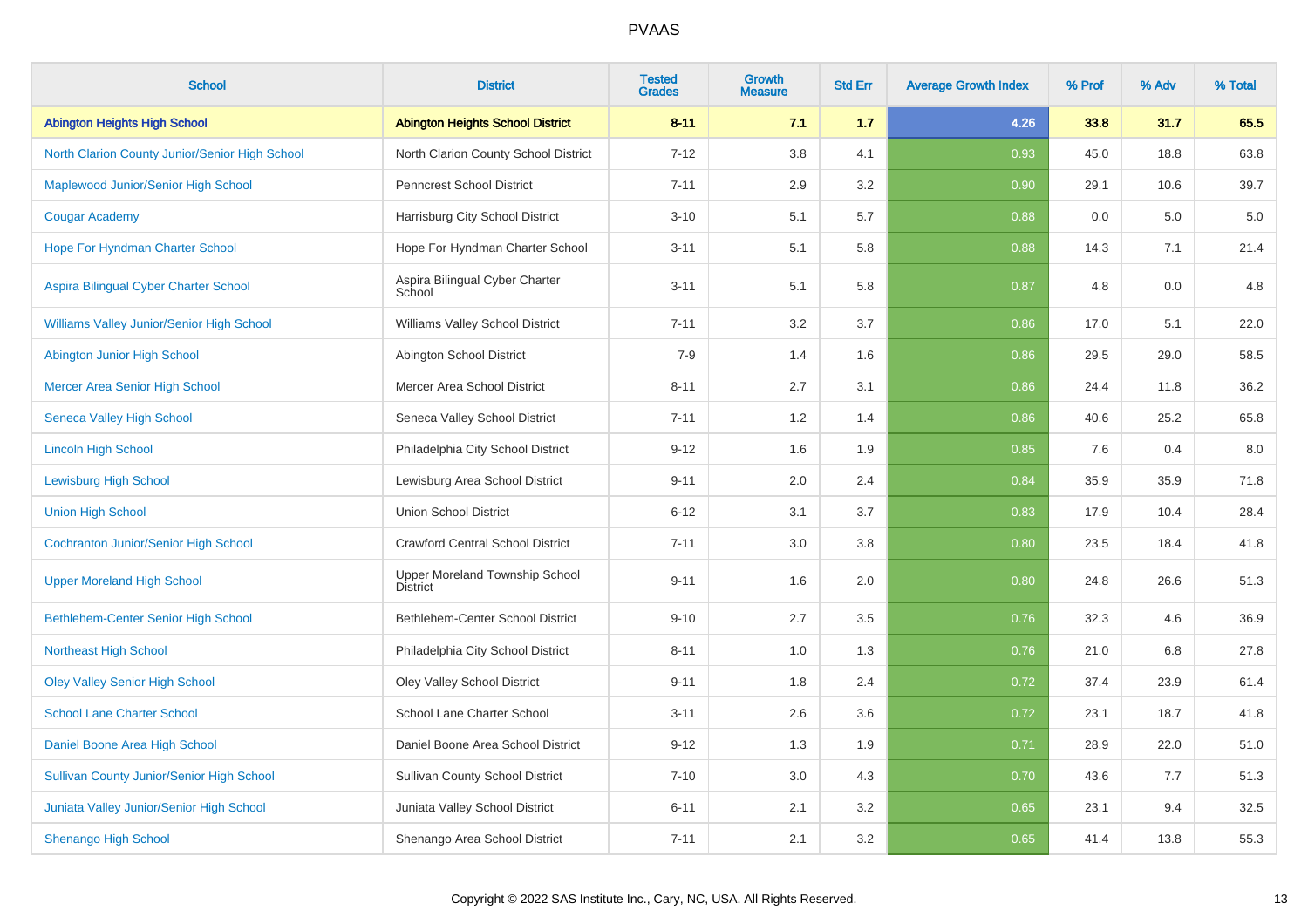# PVAAS

| School | District | Tested Grades | Growth Measure | Std Err | Average Growth Index | % Prof | % Adv | % Total |
|---|---|---|---|---|---|---|---|---|
| **Abington Heights High School** | **Abington Heights School District** | **8-11** | **7.1** | **1.7** | **4.26** | **33.8** | **31.7** | **65.5** |
| North Clarion County Junior/Senior High School | North Clarion County School District | 7-12 | 3.8 | 4.1 | 0.93 | 45.0 | 18.8 | 63.8 |
| Maplewood Junior/Senior High School | Penncrest School District | 7-11 | 2.9 | 3.2 | 0.90 | 29.1 | 10.6 | 39.7 |
| Cougar Academy | Harrisburg City School District | 3-10 | 5.1 | 5.7 | 0.88 | 0.0 | 5.0 | 5.0 |
| Hope For Hyndman Charter School | Hope For Hyndman Charter School | 3-11 | 5.1 | 5.8 | 0.88 | 14.3 | 7.1 | 21.4 |
| Aspira Bilingual Cyber Charter School | Aspira Bilingual Cyber Charter School | 3-11 | 5.1 | 5.8 | 0.87 | 4.8 | 0.0 | 4.8 |
| Williams Valley Junior/Senior High School | Williams Valley School District | 7-11 | 3.2 | 3.7 | 0.86 | 17.0 | 5.1 | 22.0 |
| Abington Junior High School | Abington School District | 7-9 | 1.4 | 1.6 | 0.86 | 29.5 | 29.0 | 58.5 |
| Mercer Area Senior High School | Mercer Area School District | 8-11 | 2.7 | 3.1 | 0.86 | 24.4 | 11.8 | 36.2 |
| Seneca Valley High School | Seneca Valley School District | 7-11 | 1.2 | 1.4 | 0.86 | 40.6 | 25.2 | 65.8 |
| Lincoln High School | Philadelphia City School District | 9-12 | 1.6 | 1.9 | 0.85 | 7.6 | 0.4 | 8.0 |
| Lewisburg High School | Lewisburg Area School District | 9-11 | 2.0 | 2.4 | 0.84 | 35.9 | 35.9 | 71.8 |
| Union High School | Union School District | 6-12 | 3.1 | 3.7 | 0.83 | 17.9 | 10.4 | 28.4 |
| Cochranton Junior/Senior High School | Crawford Central School District | 7-11 | 3.0 | 3.8 | 0.80 | 23.5 | 18.4 | 41.8 |
| Upper Moreland High School | Upper Moreland Township School District | 9-11 | 1.6 | 2.0 | 0.80 | 24.8 | 26.6 | 51.3 |
| Bethlehem-Center Senior High School | Bethlehem-Center School District | 9-10 | 2.7 | 3.5 | 0.76 | 32.3 | 4.6 | 36.9 |
| Northeast High School | Philadelphia City School District | 8-11 | 1.0 | 1.3 | 0.76 | 21.0 | 6.8 | 27.8 |
| Oley Valley Senior High School | Oley Valley School District | 9-11 | 1.8 | 2.4 | 0.72 | 37.4 | 23.9 | 61.4 |
| School Lane Charter School | School Lane Charter School | 3-11 | 2.6 | 3.6 | 0.72 | 23.1 | 18.7 | 41.8 |
| Daniel Boone Area High School | Daniel Boone Area School District | 9-12 | 1.3 | 1.9 | 0.71 | 28.9 | 22.0 | 51.0 |
| Sullivan County Junior/Senior High School | Sullivan County School District | 7-10 | 3.0 | 4.3 | 0.70 | 43.6 | 7.7 | 51.3 |
| Juniata Valley Junior/Senior High School | Juniata Valley School District | 6-11 | 2.1 | 3.2 | 0.65 | 23.1 | 9.4 | 32.5 |
| Shenango High School | Shenango Area School District | 7-11 | 2.1 | 3.2 | 0.65 | 41.4 | 13.8 | 55.3 |

Copyright © 2022 SAS Institute Inc., Cary, NC, USA. All Rights Reserved.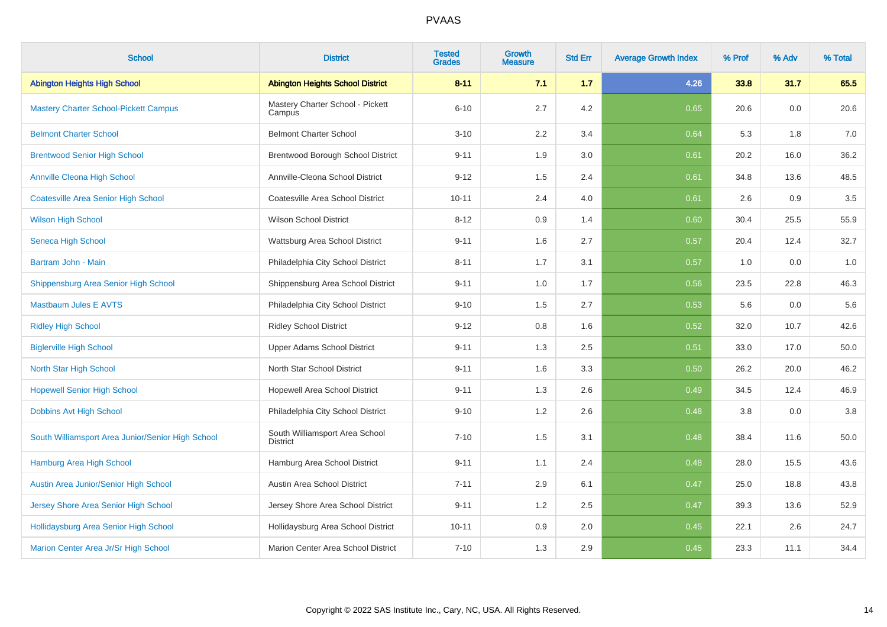| School | District | Tested Grades | Growth Measure | Std Err | Average Growth Index | % Prof | % Adv | % Total |
|---|---|---|---|---|---|---|---|---|
| **Abington Heights High School** | **Abington Heights School District** | **8-11** | **7.1** | **1.7** | **4.26** | **33.8** | **31.7** | **65.5** |
| Mastery Charter School-Pickett Campus | Mastery Charter School - Pickett Campus | 6-10 | 2.7 | 4.2 | 0.65 | 20.6 | 0.0 | 20.6 |
| Belmont Charter School | Belmont Charter School | 3-10 | 2.2 | 3.4 | 0.64 | 5.3 | 1.8 | 7.0 |
| Brentwood Senior High School | Brentwood Borough School District | 9-11 | 1.9 | 3.0 | 0.61 | 20.2 | 16.0 | 36.2 |
| Annville Cleona High School | Annville-Cleona School District | 9-12 | 1.5 | 2.4 | 0.61 | 34.8 | 13.6 | 48.5 |
| Coatesville Area Senior High School | Coatesville Area School District | 10-11 | 2.4 | 4.0 | 0.61 | 2.6 | 0.9 | 3.5 |
| Wilson High School | Wilson School District | 8-12 | 0.9 | 1.4 | 0.60 | 30.4 | 25.5 | 55.9 |
| Seneca High School | Wattsburg Area School District | 9-11 | 1.6 | 2.7 | 0.57 | 20.4 | 12.4 | 32.7 |
| Bartram John - Main | Philadelphia City School District | 8-11 | 1.7 | 3.1 | 0.57 | 1.0 | 0.0 | 1.0 |
| Shippensburg Area Senior High School | Shippensburg Area School District | 9-11 | 1.0 | 1.7 | 0.56 | 23.5 | 22.8 | 46.3 |
| Mastbaum Jules E AVTS | Philadelphia City School District | 9-10 | 1.5 | 2.7 | 0.53 | 5.6 | 0.0 | 5.6 |
| Ridley High School | Ridley School District | 9-12 | 0.8 | 1.6 | 0.52 | 32.0 | 10.7 | 42.6 |
| Biglerville High School | Upper Adams School District | 9-11 | 1.3 | 2.5 | 0.51 | 33.0 | 17.0 | 50.0 |
| North Star High School | North Star School District | 9-11 | 1.6 | 3.3 | 0.50 | 26.2 | 20.0 | 46.2 |
| Hopewell Senior High School | Hopewell Area School District | 9-11 | 1.3 | 2.6 | 0.49 | 34.5 | 12.4 | 46.9 |
| Dobbins Avt High School | Philadelphia City School District | 9-10 | 1.2 | 2.6 | 0.48 | 3.8 | 0.0 | 3.8 |
| South Williamsport Area Junior/Senior High School | South Williamsport Area School District | 7-10 | 1.5 | 3.1 | 0.48 | 38.4 | 11.6 | 50.0 |
| Hamburg Area High School | Hamburg Area School District | 9-11 | 1.1 | 2.4 | 0.48 | 28.0 | 15.5 | 43.6 |
| Austin Area Junior/Senior High School | Austin Area School District | 7-11 | 2.9 | 6.1 | 0.47 | 25.0 | 18.8 | 43.8 |
| Jersey Shore Area Senior High School | Jersey Shore Area School District | 9-11 | 1.2 | 2.5 | 0.47 | 39.3 | 13.6 | 52.9 |
| Hollidaysburg Area Senior High School | Hollidaysburg Area School District | 10-11 | 0.9 | 2.0 | 0.45 | 22.1 | 2.6 | 24.7 |
| Marion Center Area Jr/Sr High School | Marion Center Area School District | 7-10 | 1.3 | 2.9 | 0.45 | 23.3 | 11.1 | 34.4 |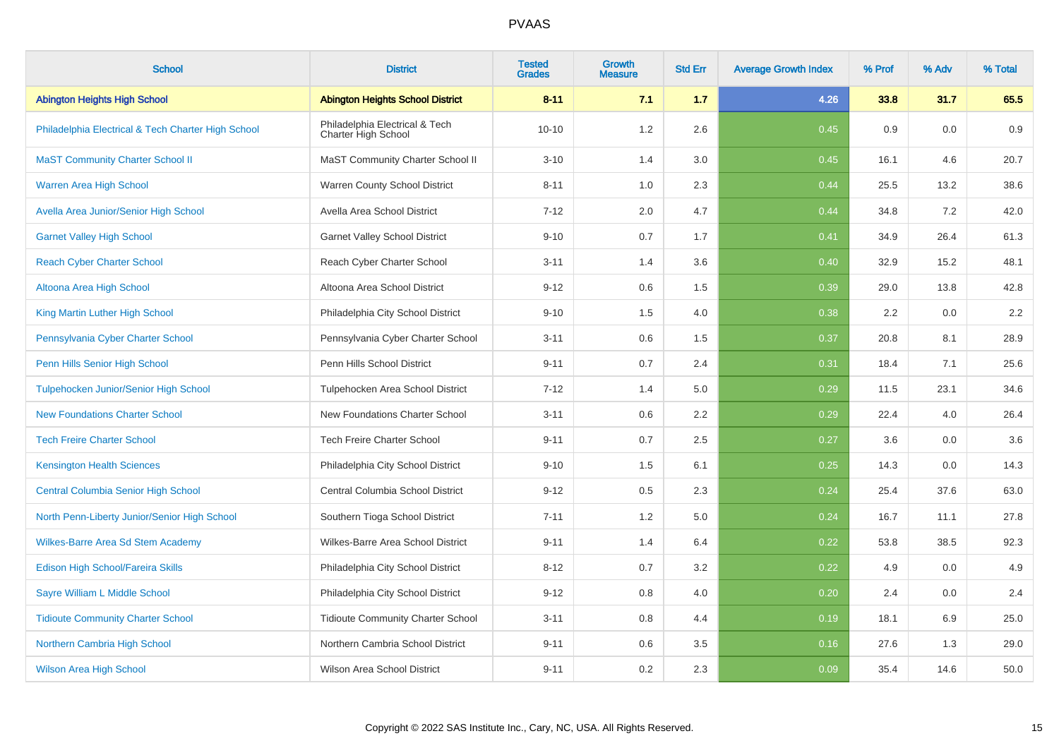| School | District | Tested Grades | Growth Measure | Std Err | Average Growth Index | % Prof | % Adv | % Total |
|---|---|---|---|---|---|---|---|---|
| **Abington Heights High School** | **Abington Heights School District** | **8-11** | **7.1** | **1.7** | **4.26** | **33.8** | **31.7** | **65.5** |
| Philadelphia Electrical & Tech Charter High School | Philadelphia Electrical & Tech Charter High School | 10-10 | 1.2 | 2.6 | 0.45 | 0.9 | 0.0 | 0.9 |
| MaST Community Charter School II | MaST Community Charter School II | 3-10 | 1.4 | 3.0 | 0.45 | 16.1 | 4.6 | 20.7 |
| Warren Area High School | Warren County School District | 8-11 | 1.0 | 2.3 | 0.44 | 25.5 | 13.2 | 38.6 |
| Avella Area Junior/Senior High School | Avella Area School District | 7-12 | 2.0 | 4.7 | 0.44 | 34.8 | 7.2 | 42.0 |
| Garnet Valley High School | Garnet Valley School District | 9-10 | 0.7 | 1.7 | 0.41 | 34.9 | 26.4 | 61.3 |
| Reach Cyber Charter School | Reach Cyber Charter School | 3-11 | 1.4 | 3.6 | 0.40 | 32.9 | 15.2 | 48.1 |
| Altoona Area High School | Altoona Area School District | 9-12 | 0.6 | 1.5 | 0.39 | 29.0 | 13.8 | 42.8 |
| King Martin Luther High School | Philadelphia City School District | 9-10 | 1.5 | 4.0 | 0.38 | 2.2 | 0.0 | 2.2 |
| Pennsylvania Cyber Charter School | Pennsylvania Cyber Charter School | 3-11 | 0.6 | 1.5 | 0.37 | 20.8 | 8.1 | 28.9 |
| Penn Hills Senior High School | Penn Hills School District | 9-11 | 0.7 | 2.4 | 0.31 | 18.4 | 7.1 | 25.6 |
| Tulpehocken Junior/Senior High School | Tulpehocken Area School District | 7-12 | 1.4 | 5.0 | 0.29 | 11.5 | 23.1 | 34.6 |
| New Foundations Charter School | New Foundations Charter School | 3-11 | 0.6 | 2.2 | 0.29 | 22.4 | 4.0 | 26.4 |
| Tech Freire Charter School | Tech Freire Charter School | 9-11 | 0.7 | 2.5 | 0.27 | 3.6 | 0.0 | 3.6 |
| Kensington Health Sciences | Philadelphia City School District | 9-10 | 1.5 | 6.1 | 0.25 | 14.3 | 0.0 | 14.3 |
| Central Columbia Senior High School | Central Columbia School District | 9-12 | 0.5 | 2.3 | 0.24 | 25.4 | 37.6 | 63.0 |
| North Penn-Liberty Junior/Senior High School | Southern Tioga School District | 7-11 | 1.2 | 5.0 | 0.24 | 16.7 | 11.1 | 27.8 |
| Wilkes-Barre Area Sd Stem Academy | Wilkes-Barre Area School District | 9-11 | 1.4 | 6.4 | 0.22 | 53.8 | 38.5 | 92.3 |
| Edison High School/Fareira Skills | Philadelphia City School District | 8-12 | 0.7 | 3.2 | 0.22 | 4.9 | 0.0 | 4.9 |
| Sayre William L Middle School | Philadelphia City School District | 9-12 | 0.8 | 4.0 | 0.20 | 2.4 | 0.0 | 2.4 |
| Tidioute Community Charter School | Tidioute Community Charter School | 3-11 | 0.8 | 4.4 | 0.19 | 18.1 | 6.9 | 25.0 |
| Northern Cambria High School | Northern Cambria School District | 9-11 | 0.6 | 3.5 | 0.16 | 27.6 | 1.3 | 29.0 |
| Wilson Area High School | Wilson Area School District | 9-11 | 0.2 | 2.3 | 0.09 | 35.4 | 14.6 | 50.0 |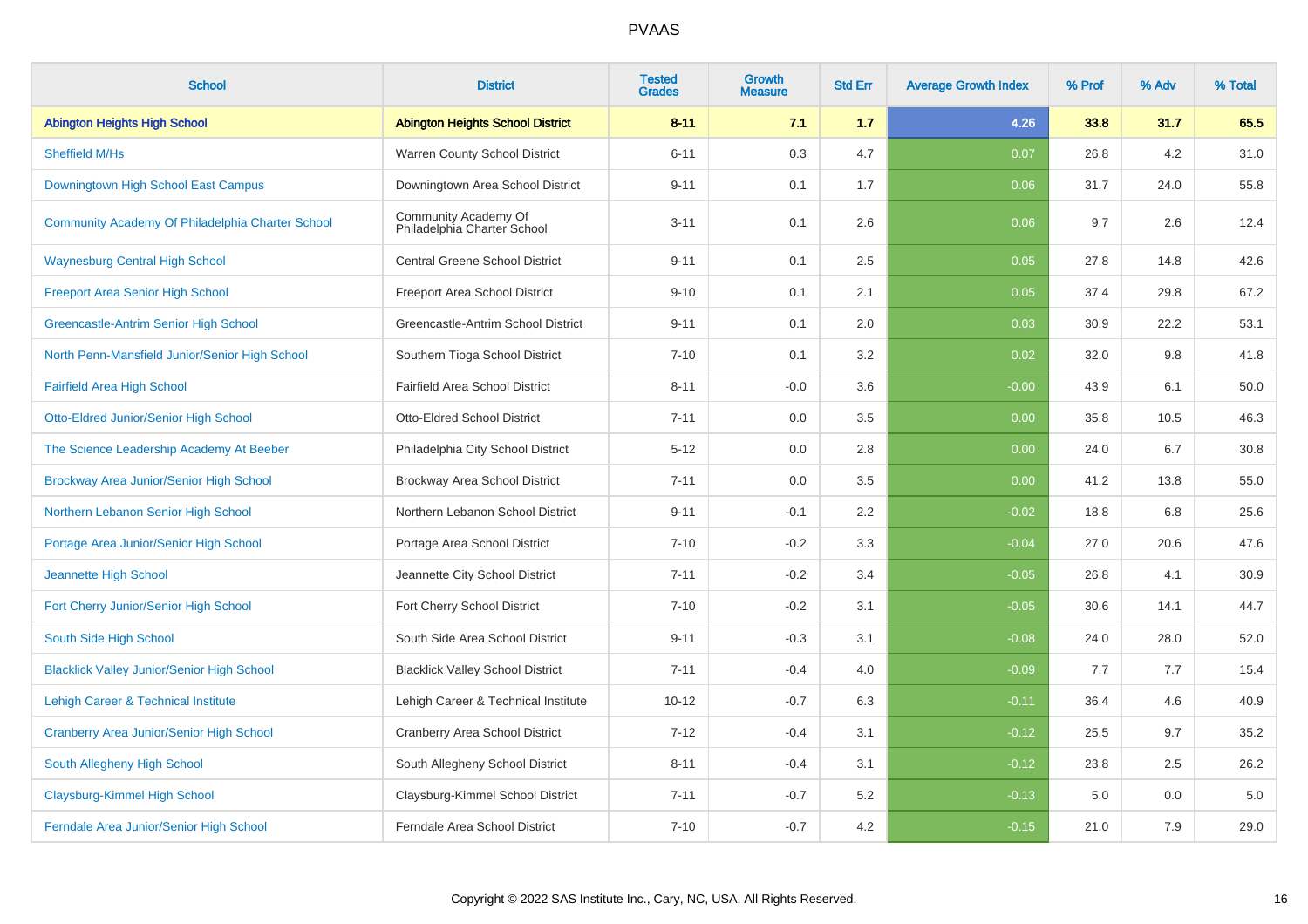# PVAAS

| School | District | Tested Grades | Growth Measure | Std Err | Average Growth Index | % Prof | % Adv | % Total |
|---|---|---|---|---|---|---|---|---|
| **Abington Heights High School** | **Abington Heights School District** | **8-11** | **7.1** | **1.7** | **4.26** | **33.8** | **31.7** | **65.5** |
| Sheffield M/Hs | Warren County School District | 6-11 | 0.3 | 4.7 | 0.07 | 26.8 | 4.2 | 31.0 |
| Downingtown High School East Campus | Downingtown Area School District | 9-11 | 0.1 | 1.7 | 0.06 | 31.7 | 24.0 | 55.8 |
| Community Academy Of Philadelphia Charter School | Community Academy Of Philadelphia Charter School | 3-11 | 0.1 | 2.6 | 0.06 | 9.7 | 2.6 | 12.4 |
| Waynesburg Central High School | Central Greene School District | 9-11 | 0.1 | 2.5 | 0.05 | 27.8 | 14.8 | 42.6 |
| Freeport Area Senior High School | Freeport Area School District | 9-10 | 0.1 | 2.1 | 0.05 | 37.4 | 29.8 | 67.2 |
| Greencastle-Antrim Senior High School | Greencastle-Antrim School District | 9-11 | 0.1 | 2.0 | 0.03 | 30.9 | 22.2 | 53.1 |
| North Penn-Mansfield Junior/Senior High School | Southern Tioga School District | 7-10 | 0.1 | 3.2 | 0.02 | 32.0 | 9.8 | 41.8 |
| Fairfield Area High School | Fairfield Area School District | 8-11 | -0.0 | 3.6 | -0.00 | 43.9 | 6.1 | 50.0 |
| Otto-Eldred Junior/Senior High School | Otto-Eldred School District | 7-11 | 0.0 | 3.5 | 0.00 | 35.8 | 10.5 | 46.3 |
| The Science Leadership Academy At Beeber | Philadelphia City School District | 5-12 | 0.0 | 2.8 | 0.00 | 24.0 | 6.7 | 30.8 |
| Brockway Area Junior/Senior High School | Brockway Area School District | 7-11 | 0.0 | 3.5 | 0.00 | 41.2 | 13.8 | 55.0 |
| Northern Lebanon Senior High School | Northern Lebanon School District | 9-11 | -0.1 | 2.2 | -0.02 | 18.8 | 6.8 | 25.6 |
| Portage Area Junior/Senior High School | Portage Area School District | 7-10 | -0.2 | 3.3 | -0.04 | 27.0 | 20.6 | 47.6 |
| Jeannette High School | Jeannette City School District | 7-11 | -0.2 | 3.4 | -0.05 | 26.8 | 4.1 | 30.9 |
| Fort Cherry Junior/Senior High School | Fort Cherry School District | 7-10 | -0.2 | 3.1 | -0.05 | 30.6 | 14.1 | 44.7 |
| South Side High School | South Side Area School District | 9-11 | -0.3 | 3.1 | -0.08 | 24.0 | 28.0 | 52.0 |
| Blacklick Valley Junior/Senior High School | Blacklick Valley School District | 7-11 | -0.4 | 4.0 | -0.09 | 7.7 | 7.7 | 15.4 |
| Lehigh Career & Technical Institute | Lehigh Career & Technical Institute | 10-12 | -0.7 | 6.3 | -0.11 | 36.4 | 4.6 | 40.9 |
| Cranberry Area Junior/Senior High School | Cranberry Area School District | 7-12 | -0.4 | 3.1 | -0.12 | 25.5 | 9.7 | 35.2 |
| South Allegheny High School | South Allegheny School District | 8-11 | -0.4 | 3.1 | -0.12 | 23.8 | 2.5 | 26.2 |
| Claysburg-Kimmel High School | Claysburg-Kimmel School District | 7-11 | -0.7 | 5.2 | -0.13 | 5.0 | 0.0 | 5.0 |
| Ferndale Area Junior/Senior High School | Ferndale Area School District | 7-10 | -0.7 | 4.2 | -0.15 | 21.0 | 7.9 | 29.0 |

Copyright © 2022 SAS Institute Inc., Cary, NC, USA. All Rights Reserved.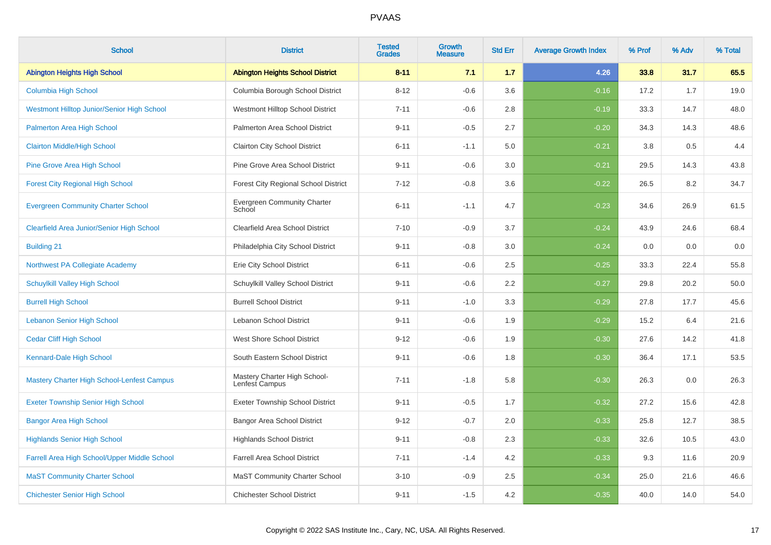# PVAAS

| School | District | Tested Grades | Growth Measure | Std Err | Average Growth Index | % Prof | % Adv | % Total |
|---|---|---|---|---|---|---|---|---|
| **Abington Heights High School** | **Abington Heights School District** | **8-11** | **7.1** | **1.7** | **4.26** | **33.8** | **31.7** | **65.5** |
| Columbia High School | Columbia Borough School District | 8-12 | -0.6 | 3.6 | -0.16 | 17.2 | 1.7 | 19.0 |
| Westmont Hilltop Junior/Senior High School | Westmont Hilltop School District | 7-11 | -0.6 | 2.8 | -0.19 | 33.3 | 14.7 | 48.0 |
| Palmerton Area High School | Palmerton Area School District | 9-11 | -0.5 | 2.7 | -0.20 | 34.3 | 14.3 | 48.6 |
| Clairton Middle/High School | Clairton City School District | 6-11 | -1.1 | 5.0 | -0.21 | 3.8 | 0.5 | 4.4 |
| Pine Grove Area High School | Pine Grove Area School District | 9-11 | -0.6 | 3.0 | -0.21 | 29.5 | 14.3 | 43.8 |
| Forest City Regional High School | Forest City Regional School District | 7-12 | -0.8 | 3.6 | -0.22 | 26.5 | 8.2 | 34.7 |
| Evergreen Community Charter School | Evergreen Community Charter School | 6-11 | -1.1 | 4.7 | -0.23 | 34.6 | 26.9 | 61.5 |
| Clearfield Area Junior/Senior High School | Clearfield Area School District | 7-10 | -0.9 | 3.7 | -0.24 | 43.9 | 24.6 | 68.4 |
| Building 21 | Philadelphia City School District | 9-11 | -0.8 | 3.0 | -0.24 | 0.0 | 0.0 | 0.0 |
| Northwest PA Collegiate Academy | Erie City School District | 6-11 | -0.6 | 2.5 | -0.25 | 33.3 | 22.4 | 55.8 |
| Schuylkill Valley High School | Schuylkill Valley School District | 9-11 | -0.6 | 2.2 | -0.27 | 29.8 | 20.2 | 50.0 |
| Burrell High School | Burrell School District | 9-11 | -1.0 | 3.3 | -0.29 | 27.8 | 17.7 | 45.6 |
| Lebanon Senior High School | Lebanon School District | 9-11 | -0.6 | 1.9 | -0.29 | 15.2 | 6.4 | 21.6 |
| Cedar Cliff High School | West Shore School District | 9-12 | -0.6 | 1.9 | -0.30 | 27.6 | 14.2 | 41.8 |
| Kennard-Dale High School | South Eastern School District | 9-11 | -0.6 | 1.8 | -0.30 | 36.4 | 17.1 | 53.5 |
| Mastery Charter High School-Lenfest Campus | Mastery Charter High School-Lenfest Campus | 7-11 | -1.8 | 5.8 | -0.30 | 26.3 | 0.0 | 26.3 |
| Exeter Township Senior High School | Exeter Township School District | 9-11 | -0.5 | 1.7 | -0.32 | 27.2 | 15.6 | 42.8 |
| Bangor Area High School | Bangor Area School District | 9-12 | -0.7 | 2.0 | -0.33 | 25.8 | 12.7 | 38.5 |
| Highlands Senior High School | Highlands School District | 9-11 | -0.8 | 2.3 | -0.33 | 32.6 | 10.5 | 43.0 |
| Farrell Area High School/Upper Middle School | Farrell Area School District | 7-11 | -1.4 | 4.2 | -0.33 | 9.3 | 11.6 | 20.9 |
| MaST Community Charter School | MaST Community Charter School | 3-10 | -0.9 | 2.5 | -0.34 | 25.0 | 21.6 | 46.6 |
| Chichester Senior High School | Chichester School District | 9-11 | -1.5 | 4.2 | -0.35 | 40.0 | 14.0 | 54.0 |

Copyright © 2022 SAS Institute Inc., Cary, NC, USA. All Rights Reserved.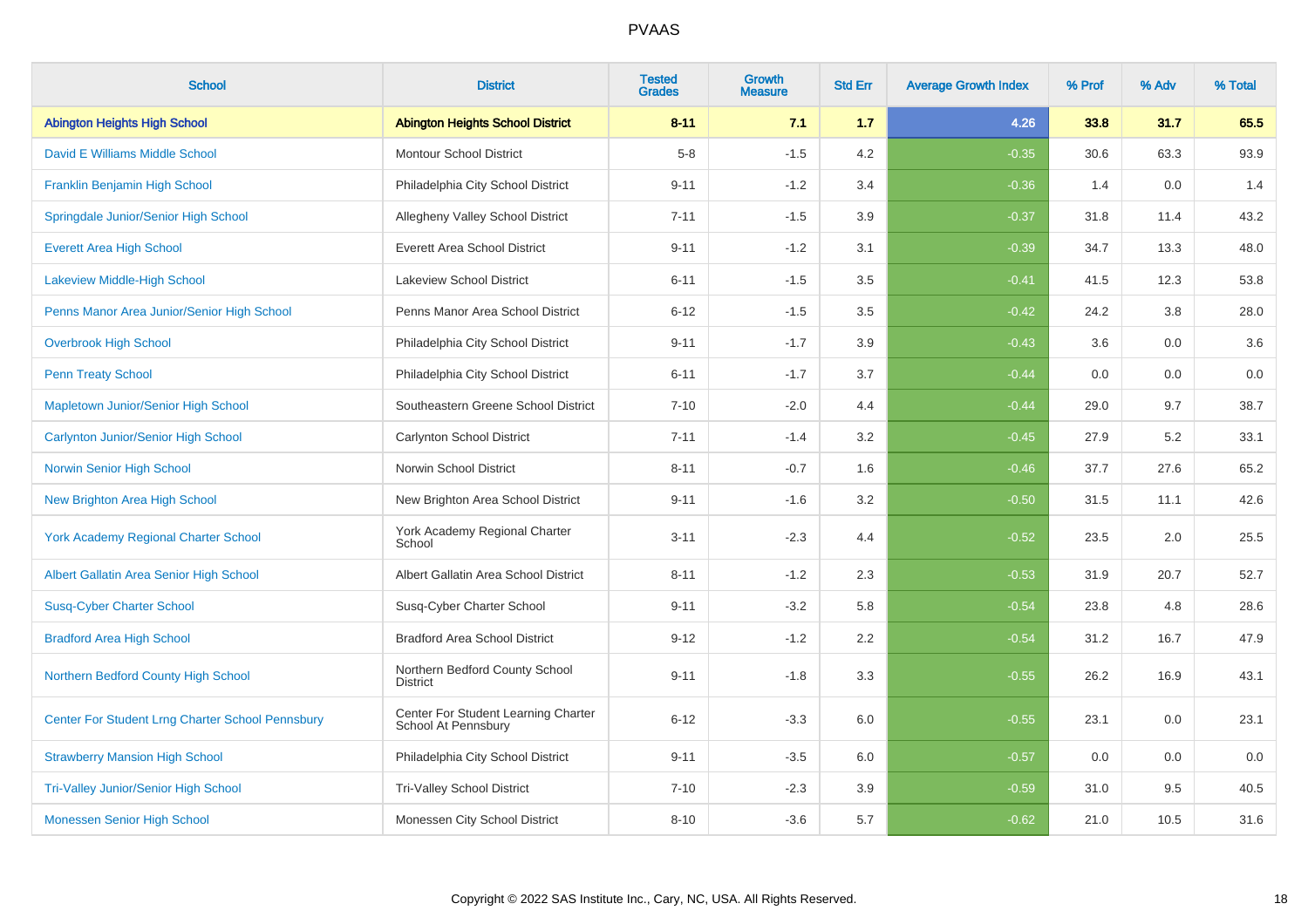| School | District | Tested Grades | Growth Measure | Std Err | Average Growth Index | % Prof | % Adv | % Total |
|---|---|---|---|---|---|---|---|---|
| **Abington Heights High School** | **Abington Heights School District** | **8-11** | **7.1** | **1.7** | **4.26** | **33.8** | **31.7** | **65.5** |
| David E Williams Middle School | Montour School District | 5-8 | -1.5 | 4.2 | -0.35 | 30.6 | 63.3 | 93.9 |
| Franklin Benjamin High School | Philadelphia City School District | 9-11 | -1.2 | 3.4 | -0.36 | 1.4 | 0.0 | 1.4 |
| Springdale Junior/Senior High School | Allegheny Valley School District | 7-11 | -1.5 | 3.9 | -0.37 | 31.8 | 11.4 | 43.2 |
| Everett Area High School | Everett Area School District | 9-11 | -1.2 | 3.1 | -0.39 | 34.7 | 13.3 | 48.0 |
| Lakeview Middle-High School | Lakeview School District | 6-11 | -1.5 | 3.5 | -0.41 | 41.5 | 12.3 | 53.8 |
| Penns Manor Area Junior/Senior High School | Penns Manor Area School District | 6-12 | -1.5 | 3.5 | -0.42 | 24.2 | 3.8 | 28.0 |
| Overbrook High School | Philadelphia City School District | 9-11 | -1.7 | 3.9 | -0.43 | 3.6 | 0.0 | 3.6 |
| Penn Treaty School | Philadelphia City School District | 6-11 | -1.7 | 3.7 | -0.44 | 0.0 | 0.0 | 0.0 |
| Mapletown Junior/Senior High School | Southeastern Greene School District | 7-10 | -2.0 | 4.4 | -0.44 | 29.0 | 9.7 | 38.7 |
| Carlynton Junior/Senior High School | Carlynton School District | 7-11 | -1.4 | 3.2 | -0.45 | 27.9 | 5.2 | 33.1 |
| Norwin Senior High School | Norwin School District | 8-11 | -0.7 | 1.6 | -0.46 | 37.7 | 27.6 | 65.2 |
| New Brighton Area High School | New Brighton Area School District | 9-11 | -1.6 | 3.2 | -0.50 | 31.5 | 11.1 | 42.6 |
| York Academy Regional Charter School | York Academy Regional Charter School | 3-11 | -2.3 | 4.4 | -0.52 | 23.5 | 2.0 | 25.5 |
| Albert Gallatin Area Senior High School | Albert Gallatin Area School District | 8-11 | -1.2 | 2.3 | -0.53 | 31.9 | 20.7 | 52.7 |
| Susq-Cyber Charter School | Susq-Cyber Charter School | 9-11 | -3.2 | 5.8 | -0.54 | 23.8 | 4.8 | 28.6 |
| Bradford Area High School | Bradford Area School District | 9-12 | -1.2 | 2.2 | -0.54 | 31.2 | 16.7 | 47.9 |
| Northern Bedford County High School | Northern Bedford County School District | 9-11 | -1.8 | 3.3 | -0.55 | 26.2 | 16.9 | 43.1 |
| Center For Student Lrng Charter School Pennsbury | Center For Student Learning Charter School At Pennsbury | 6-12 | -3.3 | 6.0 | -0.55 | 23.1 | 0.0 | 23.1 |
| Strawberry Mansion High School | Philadelphia City School District | 9-11 | -3.5 | 6.0 | -0.57 | 0.0 | 0.0 | 0.0 |
| Tri-Valley Junior/Senior High School | Tri-Valley School District | 7-10 | -2.3 | 3.9 | -0.59 | 31.0 | 9.5 | 40.5 |
| Monessen Senior High School | Monessen City School District | 8-10 | -3.6 | 5.7 | -0.62 | 21.0 | 10.5 | 31.6 |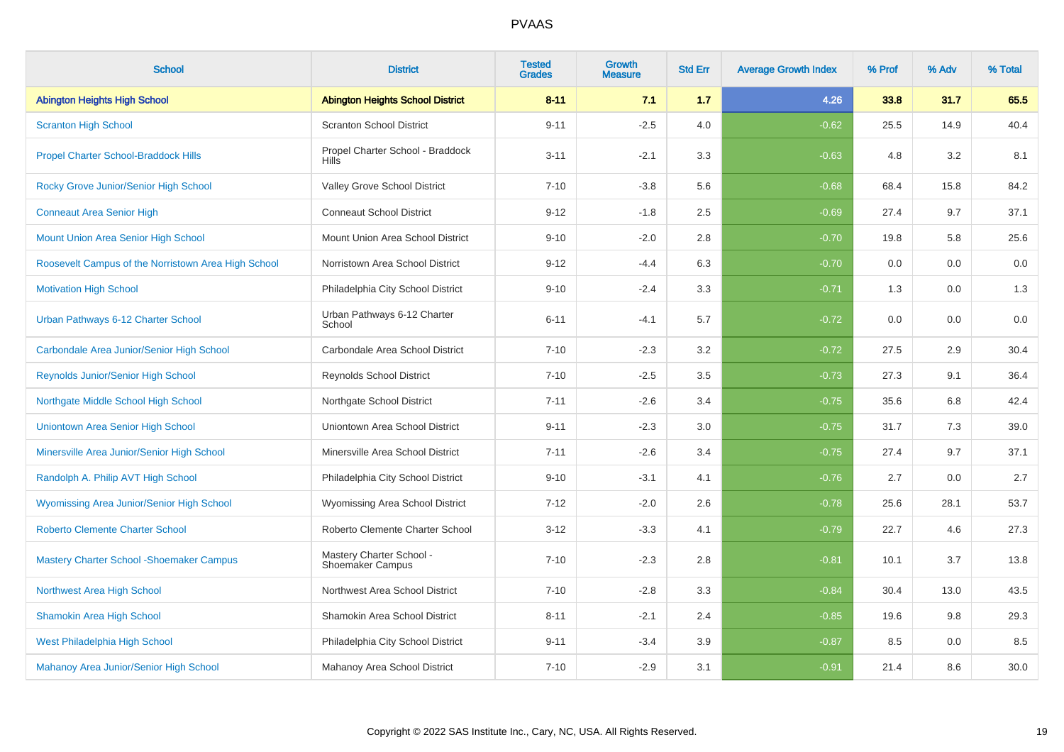# PVAAS

| School | District | Tested Grades | Growth Measure | Std Err | Average Growth Index | % Prof | % Adv | % Total |
|---|---|---|---|---|---|---|---|---|
| **Abington Heights High School** | **Abington Heights School District** | **8-11** | **7.1** | **1.7** | **4.26** | **33.8** | **31.7** | **65.5** |
| Scranton High School | Scranton School District | 9-11 | -2.5 | 4.0 | -0.62 | 25.5 | 14.9 | 40.4 |
| Propel Charter School-Braddock Hills | Propel Charter School - Braddock Hills | 3-11 | -2.1 | 3.3 | -0.63 | 4.8 | 3.2 | 8.1 |
| Rocky Grove Junior/Senior High School | Valley Grove School District | 7-10 | -3.8 | 5.6 | -0.68 | 68.4 | 15.8 | 84.2 |
| Conneaut Area Senior High | Conneaut School District | 9-12 | -1.8 | 2.5 | -0.69 | 27.4 | 9.7 | 37.1 |
| Mount Union Area Senior High School | Mount Union Area School District | 9-10 | -2.0 | 2.8 | -0.70 | 19.8 | 5.8 | 25.6 |
| Roosevelt Campus of the Norristown Area High School | Norristown Area School District | 9-12 | -4.4 | 6.3 | -0.70 | 0.0 | 0.0 | 0.0 |
| Motivation High School | Philadelphia City School District | 9-10 | -2.4 | 3.3 | -0.71 | 1.3 | 0.0 | 1.3 |
| Urban Pathways 6-12 Charter School | Urban Pathways 6-12 Charter School | 6-11 | -4.1 | 5.7 | -0.72 | 0.0 | 0.0 | 0.0 |
| Carbondale Area Junior/Senior High School | Carbondale Area School District | 7-10 | -2.3 | 3.2 | -0.72 | 27.5 | 2.9 | 30.4 |
| Reynolds Junior/Senior High School | Reynolds School District | 7-10 | -2.5 | 3.5 | -0.73 | 27.3 | 9.1 | 36.4 |
| Northgate Middle School High School | Northgate School District | 7-11 | -2.6 | 3.4 | -0.75 | 35.6 | 6.8 | 42.4 |
| Uniontown Area Senior High School | Uniontown Area School District | 9-11 | -2.3 | 3.0 | -0.75 | 31.7 | 7.3 | 39.0 |
| Minersville Area Junior/Senior High School | Minersville Area School District | 7-11 | -2.6 | 3.4 | -0.75 | 27.4 | 9.7 | 37.1 |
| Randolph A. Philip AVT High School | Philadelphia City School District | 9-10 | -3.1 | 4.1 | -0.76 | 2.7 | 0.0 | 2.7 |
| Wyomissing Area Junior/Senior High School | Wyomissing Area School District | 7-12 | -2.0 | 2.6 | -0.78 | 25.6 | 28.1 | 53.7 |
| Roberto Clemente Charter School | Roberto Clemente Charter School | 3-12 | -3.3 | 4.1 | -0.79 | 22.7 | 4.6 | 27.3 |
| Mastery Charter School -Shoemaker Campus | Mastery Charter School - Shoemaker Campus | 7-10 | -2.3 | 2.8 | -0.81 | 10.1 | 3.7 | 13.8 |
| Northwest Area High School | Northwest Area School District | 7-10 | -2.8 | 3.3 | -0.84 | 30.4 | 13.0 | 43.5 |
| Shamokin Area High School | Shamokin Area School District | 8-11 | -2.1 | 2.4 | -0.85 | 19.6 | 9.8 | 29.3 |
| West Philadelphia High School | Philadelphia City School District | 9-11 | -3.4 | 3.9 | -0.87 | 8.5 | 0.0 | 8.5 |
| Mahanoy Area Junior/Senior High School | Mahanoy Area School District | 7-10 | -2.9 | 3.1 | -0.91 | 21.4 | 8.6 | 30.0 |

Copyright © 2022 SAS Institute Inc., Cary, NC, USA. All Rights Reserved.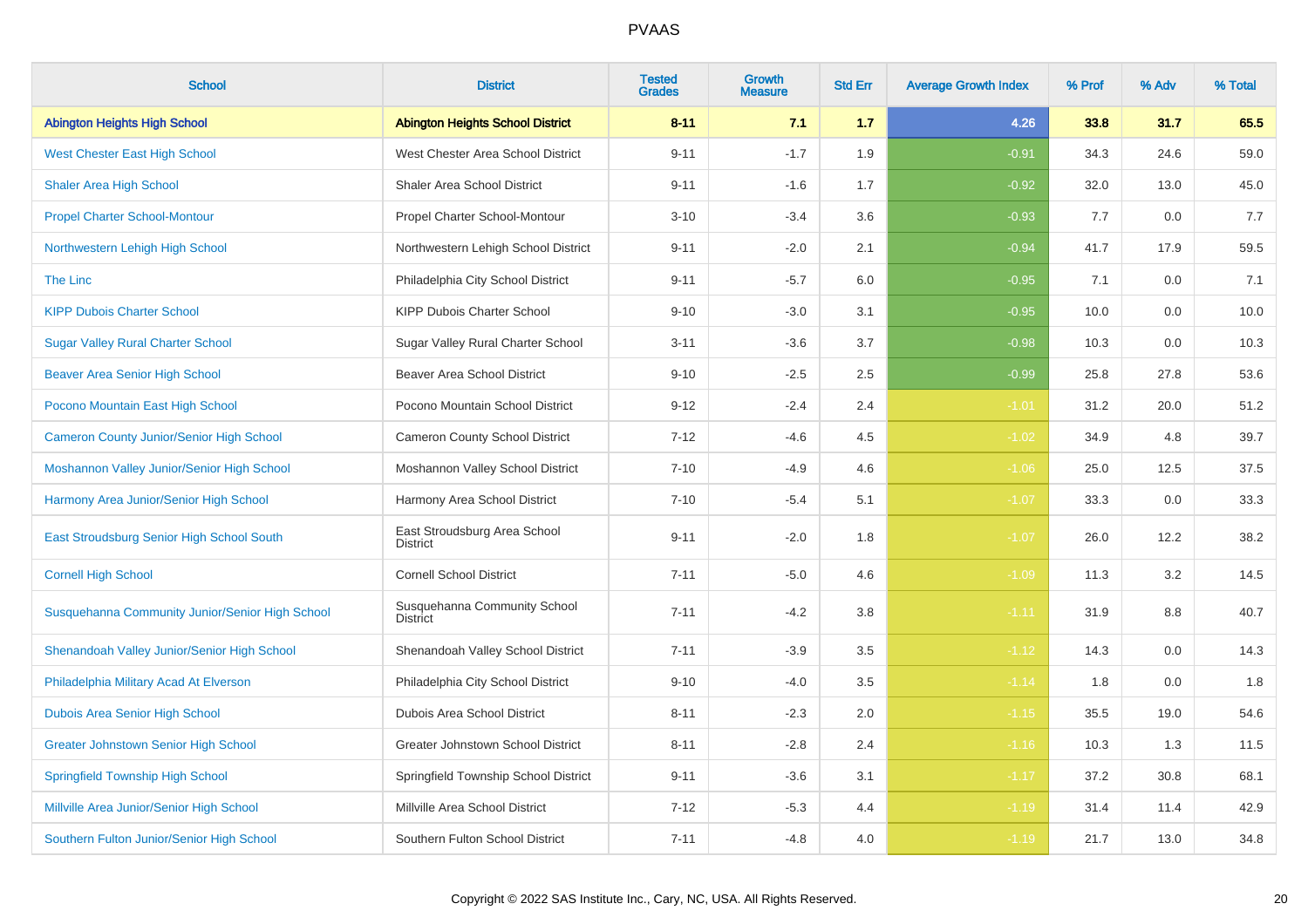PVAAS

| School | District | Tested Grades | Growth Measure | Std Err | Average Growth Index | % Prof | % Adv | % Total |
|---|---|---|---|---|---|---|---|---|
| **Abington Heights High School** | **Abington Heights School District** | **8-11** | **7.1** | **1.7** | **4.26** | **33.8** | **31.7** | **65.5** |
| West Chester East High School | West Chester Area School District | 9-11 | -1.7 | 1.9 | -0.91 | 34.3 | 24.6 | 59.0 |
| Shaler Area High School | Shaler Area School District | 9-11 | -1.6 | 1.7 | -0.92 | 32.0 | 13.0 | 45.0 |
| Propel Charter School-Montour | Propel Charter School-Montour | 3-10 | -3.4 | 3.6 | -0.93 | 7.7 | 0.0 | 7.7 |
| Northwestern Lehigh High School | Northwestern Lehigh School District | 9-11 | -2.0 | 2.1 | -0.94 | 41.7 | 17.9 | 59.5 |
| The Linc | Philadelphia City School District | 9-11 | -5.7 | 6.0 | -0.95 | 7.1 | 0.0 | 7.1 |
| KIPP Dubois Charter School | KIPP Dubois Charter School | 9-10 | -3.0 | 3.1 | -0.95 | 10.0 | 0.0 | 10.0 |
| Sugar Valley Rural Charter School | Sugar Valley Rural Charter School | 3-11 | -3.6 | 3.7 | -0.98 | 10.3 | 0.0 | 10.3 |
| Beaver Area Senior High School | Beaver Area School District | 9-10 | -2.5 | 2.5 | -0.99 | 25.8 | 27.8 | 53.6 |
| Pocono Mountain East High School | Pocono Mountain School District | 9-12 | -2.4 | 2.4 | -1.01 | 31.2 | 20.0 | 51.2 |
| Cameron County Junior/Senior High School | Cameron County School District | 7-12 | -4.6 | 4.5 | -1.02 | 34.9 | 4.8 | 39.7 |
| Moshannon Valley Junior/Senior High School | Moshannon Valley School District | 7-10 | -4.9 | 4.6 | -1.06 | 25.0 | 12.5 | 37.5 |
| Harmony Area Junior/Senior High School | Harmony Area School District | 7-10 | -5.4 | 5.1 | -1.07 | 33.3 | 0.0 | 33.3 |
| East Stroudsburg Senior High School South | East Stroudsburg Area School District | 9-11 | -2.0 | 1.8 | -1.07 | 26.0 | 12.2 | 38.2 |
| Cornell High School | Cornell School District | 7-11 | -5.0 | 4.6 | -1.09 | 11.3 | 3.2 | 14.5 |
| Susquehanna Community Junior/Senior High School | Susquehanna Community School District | 7-11 | -4.2 | 3.8 | -1.11 | 31.9 | 8.8 | 40.7 |
| Shenandoah Valley Junior/Senior High School | Shenandoah Valley School District | 7-11 | -3.9 | 3.5 | -1.12 | 14.3 | 0.0 | 14.3 |
| Philadelphia Military Acad At Elverson | Philadelphia City School District | 9-10 | -4.0 | 3.5 | -1.14 | 1.8 | 0.0 | 1.8 |
| Dubois Area Senior High School | Dubois Area School District | 8-11 | -2.3 | 2.0 | -1.15 | 35.5 | 19.0 | 54.6 |
| Greater Johnstown Senior High School | Greater Johnstown School District | 8-11 | -2.8 | 2.4 | -1.16 | 10.3 | 1.3 | 11.5 |
| Springfield Township High School | Springfield Township School District | 9-11 | -3.6 | 3.1 | -1.17 | 37.2 | 30.8 | 68.1 |
| Millville Area Junior/Senior High School | Millville Area School District | 7-12 | -5.3 | 4.4 | -1.19 | 31.4 | 11.4 | 42.9 |
| Southern Fulton Junior/Senior High School | Southern Fulton School District | 7-11 | -4.8 | 4.0 | -1.19 | 21.7 | 13.0 | 34.8 |

Copyright © 2022 SAS Institute Inc., Cary, NC, USA. All Rights Reserved.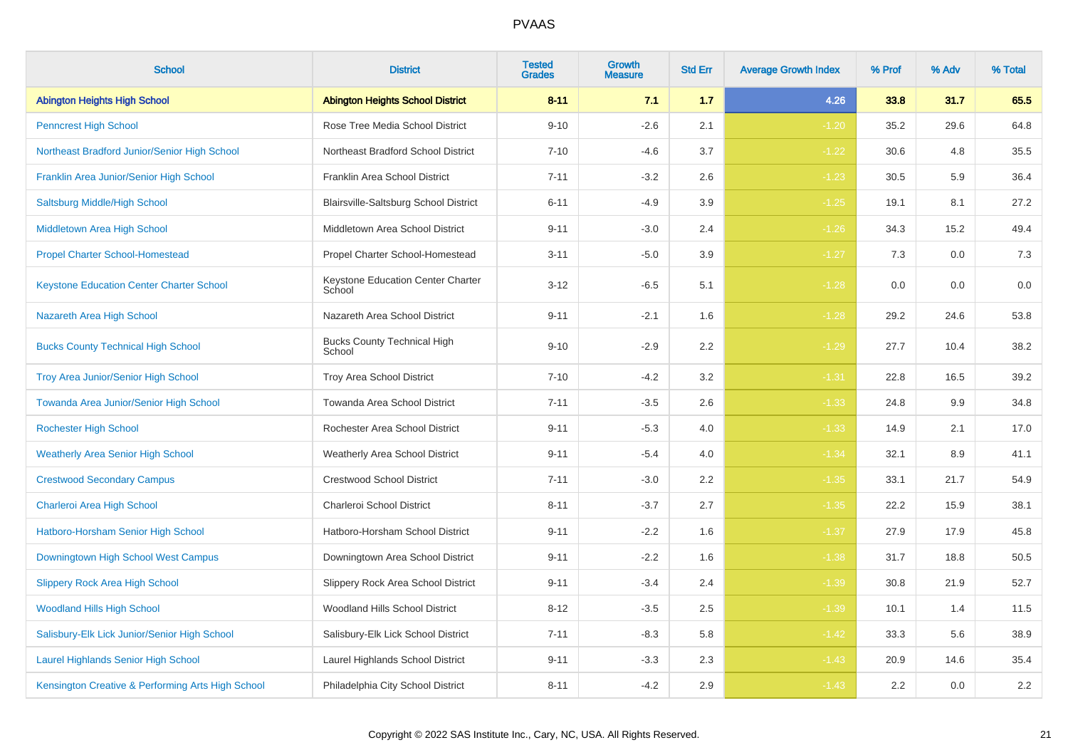| School | District | Tested Grades | Growth Measure | Std Err | Average Growth Index | % Prof | % Adv | % Total |
|---|---|---|---|---|---|---|---|---|
| **Abington Heights High School** | **Abington Heights School District** | **8-11** | **7.1** | **1.7** | **4.26** | **33.8** | **31.7** | **65.5** |
| Penncrest High School | Rose Tree Media School District | 9-10 | -2.6 | 2.1 | -1.20 | 35.2 | 29.6 | 64.8 |
| Northeast Bradford Junior/Senior High School | Northeast Bradford School District | 7-10 | -4.6 | 3.7 | -1.22 | 30.6 | 4.8 | 35.5 |
| Franklin Area Junior/Senior High School | Franklin Area School District | 7-11 | -3.2 | 2.6 | -1.23 | 30.5 | 5.9 | 36.4 |
| Saltsburg Middle/High School | Blairsville-Saltsburg School District | 6-11 | -4.9 | 3.9 | -1.25 | 19.1 | 8.1 | 27.2 |
| Middletown Area High School | Middletown Area School District | 9-11 | -3.0 | 2.4 | -1.26 | 34.3 | 15.2 | 49.4 |
| Propel Charter School-Homestead | Propel Charter School-Homestead | 3-11 | -5.0 | 3.9 | -1.27 | 7.3 | 0.0 | 7.3 |
| Keystone Education Center Charter School | Keystone Education Center Charter School | 3-12 | -6.5 | 5.1 | -1.28 | 0.0 | 0.0 | 0.0 |
| Nazareth Area High School | Nazareth Area School District | 9-11 | -2.1 | 1.6 | -1.28 | 29.2 | 24.6 | 53.8 |
| Bucks County Technical High School | Bucks County Technical High School | 9-10 | -2.9 | 2.2 | -1.29 | 27.7 | 10.4 | 38.2 |
| Troy Area Junior/Senior High School | Troy Area School District | 7-10 | -4.2 | 3.2 | -1.31 | 22.8 | 16.5 | 39.2 |
| Towanda Area Junior/Senior High School | Towanda Area School District | 7-11 | -3.5 | 2.6 | -1.33 | 24.8 | 9.9 | 34.8 |
| Rochester High School | Rochester Area School District | 9-11 | -5.3 | 4.0 | -1.33 | 14.9 | 2.1 | 17.0 |
| Weatherly Area Senior High School | Weatherly Area School District | 9-11 | -5.4 | 4.0 | -1.34 | 32.1 | 8.9 | 41.1 |
| Crestwood Secondary Campus | Crestwood School District | 7-11 | -3.0 | 2.2 | -1.35 | 33.1 | 21.7 | 54.9 |
| Charleroi Area High School | Charleroi School District | 8-11 | -3.7 | 2.7 | -1.35 | 22.2 | 15.9 | 38.1 |
| Hatboro-Horsham Senior High School | Hatboro-Horsham School District | 9-11 | -2.2 | 1.6 | -1.37 | 27.9 | 17.9 | 45.8 |
| Downingtown High School West Campus | Downingtown Area School District | 9-11 | -2.2 | 1.6 | -1.38 | 31.7 | 18.8 | 50.5 |
| Slippery Rock Area High School | Slippery Rock Area School District | 9-11 | -3.4 | 2.4 | -1.39 | 30.8 | 21.9 | 52.7 |
| Woodland Hills High School | Woodland Hills School District | 8-12 | -3.5 | 2.5 | -1.39 | 10.1 | 1.4 | 11.5 |
| Salisbury-Elk Lick Junior/Senior High School | Salisbury-Elk Lick School District | 7-11 | -8.3 | 5.8 | -1.42 | 33.3 | 5.6 | 38.9 |
| Laurel Highlands Senior High School | Laurel Highlands School District | 9-11 | -3.3 | 2.3 | -1.43 | 20.9 | 14.6 | 35.4 |
| Kensington Creative & Performing Arts High School | Philadelphia City School District | 8-11 | -4.2 | 2.9 | -1.43 | 2.2 | 0.0 | 2.2 |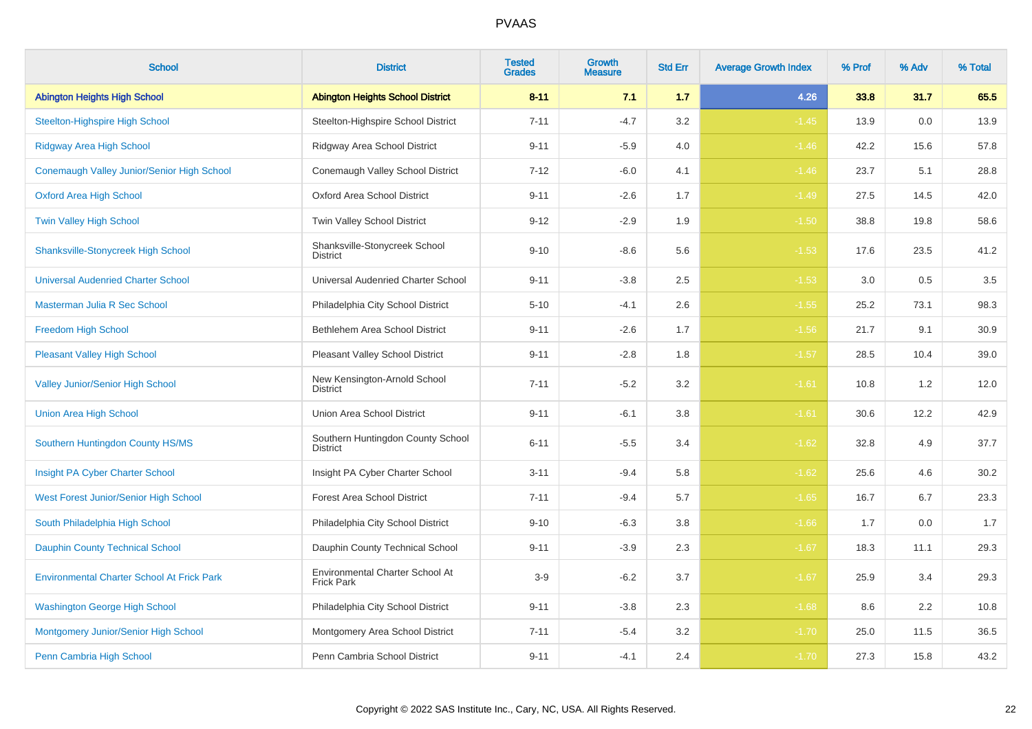# PVAAS

| School | District | Tested Grades | Growth Measure | Std Err | Average Growth Index | % Prof | % Adv | % Total |
|---|---|---|---|---|---|---|---|---|
| **Abington Heights High School** | **Abington Heights School District** | **8-11** | **7.1** | **1.7** | **4.26** | **33.8** | **31.7** | **65.5** |
| Steelton-Highspire High School | Steelton-Highspire School District | 7-11 | -4.7 | 3.2 | -1.45 | 13.9 | 0.0 | 13.9 |
| Ridgway Area High School | Ridgway Area School District | 9-11 | -5.9 | 4.0 | -1.46 | 42.2 | 15.6 | 57.8 |
| Conemaugh Valley Junior/Senior High School | Conemaugh Valley School District | 7-12 | -6.0 | 4.1 | -1.46 | 23.7 | 5.1 | 28.8 |
| Oxford Area High School | Oxford Area School District | 9-11 | -2.6 | 1.7 | -1.49 | 27.5 | 14.5 | 42.0 |
| Twin Valley High School | Twin Valley School District | 9-12 | -2.9 | 1.9 | -1.50 | 38.8 | 19.8 | 58.6 |
| Shanksville-Stonycreek High School | Shanksville-Stonycreek School District | 9-10 | -8.6 | 5.6 | -1.53 | 17.6 | 23.5 | 41.2 |
| Universal Audenried Charter School | Universal Audenried Charter School | 9-11 | -3.8 | 2.5 | -1.53 | 3.0 | 0.5 | 3.5 |
| Masterman Julia R Sec School | Philadelphia City School District | 5-10 | -4.1 | 2.6 | -1.55 | 25.2 | 73.1 | 98.3 |
| Freedom High School | Bethlehem Area School District | 9-11 | -2.6 | 1.7 | -1.56 | 21.7 | 9.1 | 30.9 |
| Pleasant Valley High School | Pleasant Valley School District | 9-11 | -2.8 | 1.8 | -1.57 | 28.5 | 10.4 | 39.0 |
| Valley Junior/Senior High School | New Kensington-Arnold School District | 7-11 | -5.2 | 3.2 | -1.61 | 10.8 | 1.2 | 12.0 |
| Union Area High School | Union Area School District | 9-11 | -6.1 | 3.8 | -1.61 | 30.6 | 12.2 | 42.9 |
| Southern Huntingdon County HS/MS | Southern Huntingdon County School District | 6-11 | -5.5 | 3.4 | -1.62 | 32.8 | 4.9 | 37.7 |
| Insight PA Cyber Charter School | Insight PA Cyber Charter School | 3-11 | -9.4 | 5.8 | -1.62 | 25.6 | 4.6 | 30.2 |
| West Forest Junior/Senior High School | Forest Area School District | 7-11 | -9.4 | 5.7 | -1.65 | 16.7 | 6.7 | 23.3 |
| South Philadelphia High School | Philadelphia City School District | 9-10 | -6.3 | 3.8 | -1.66 | 1.7 | 0.0 | 1.7 |
| Dauphin County Technical School | Dauphin County Technical School | 9-11 | -3.9 | 2.3 | -1.67 | 18.3 | 11.1 | 29.3 |
| Environmental Charter School At Frick Park | Environmental Charter School At Frick Park | 3-9 | -6.2 | 3.7 | -1.67 | 25.9 | 3.4 | 29.3 |
| Washington George High School | Philadelphia City School District | 9-11 | -3.8 | 2.3 | -1.68 | 8.6 | 2.2 | 10.8 |
| Montgomery Junior/Senior High School | Montgomery Area School District | 7-11 | -5.4 | 3.2 | -1.70 | 25.0 | 11.5 | 36.5 |
| Penn Cambria High School | Penn Cambria School District | 9-11 | -4.1 | 2.4 | -1.70 | 27.3 | 15.8 | 43.2 |

Copyright © 2022 SAS Institute Inc., Cary, NC, USA. All Rights Reserved.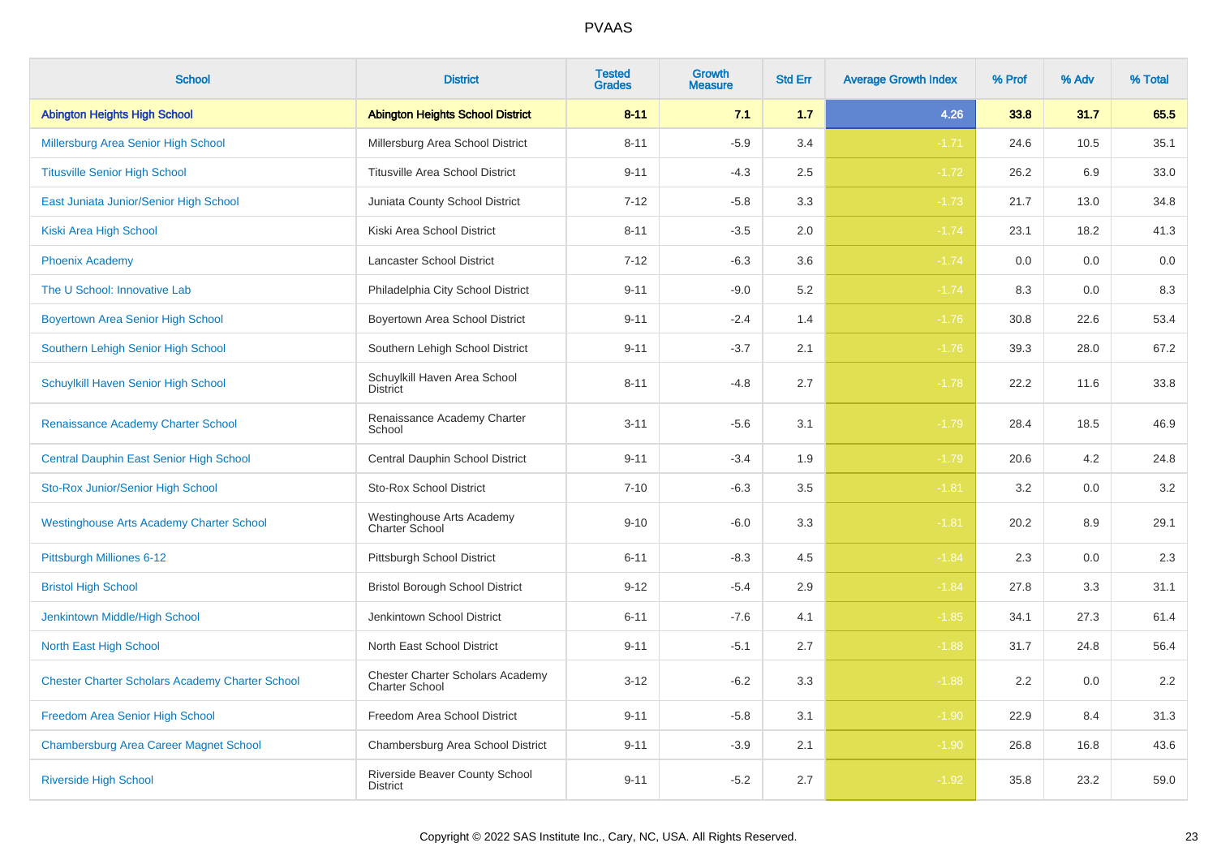| School | District | Tested Grades | Growth Measure | Std Err | Average Growth Index | % Prof | % Adv | % Total |
|---|---|---|---|---|---|---|---|---|
| **Abington Heights High School** | **Abington Heights School District** | **8-11** | **7.1** | **1.7** | **4.26** | **33.8** | **31.7** | **65.5** |
| Millersburg Area Senior High School | Millersburg Area School District | 8-11 | -5.9 | 3.4 | -1.71 | 24.6 | 10.5 | 35.1 |
| Titusville Senior High School | Titusville Area School District | 9-11 | -4.3 | 2.5 | -1.72 | 26.2 | 6.9 | 33.0 |
| East Juniata Junior/Senior High School | Juniata County School District | 7-12 | -5.8 | 3.3 | -1.73 | 21.7 | 13.0 | 34.8 |
| Kiski Area High School | Kiski Area School District | 8-11 | -3.5 | 2.0 | -1.74 | 23.1 | 18.2 | 41.3 |
| Phoenix Academy | Lancaster School District | 7-12 | -6.3 | 3.6 | -1.74 | 0.0 | 0.0 | 0.0 |
| The U School: Innovative Lab | Philadelphia City School District | 9-11 | -9.0 | 5.2 | -1.74 | 8.3 | 0.0 | 8.3 |
| Boyertown Area Senior High School | Boyertown Area School District | 9-11 | -2.4 | 1.4 | -1.76 | 30.8 | 22.6 | 53.4 |
| Southern Lehigh Senior High School | Southern Lehigh School District | 9-11 | -3.7 | 2.1 | -1.76 | 39.3 | 28.0 | 67.2 |
| Schuylkill Haven Senior High School | Schuylkill Haven Area School District | 8-11 | -4.8 | 2.7 | -1.78 | 22.2 | 11.6 | 33.8 |
| Renaissance Academy Charter School | Renaissance Academy Charter School | 3-11 | -5.6 | 3.1 | -1.79 | 28.4 | 18.5 | 46.9 |
| Central Dauphin East Senior High School | Central Dauphin School District | 9-11 | -3.4 | 1.9 | -1.79 | 20.6 | 4.2 | 24.8 |
| Sto-Rox Junior/Senior High School | Sto-Rox School District | 7-10 | -6.3 | 3.5 | -1.81 | 3.2 | 0.0 | 3.2 |
| Westinghouse Arts Academy Charter School | Westinghouse Arts Academy Charter School | 9-10 | -6.0 | 3.3 | -1.81 | 20.2 | 8.9 | 29.1 |
| Pittsburgh Milliones 6-12 | Pittsburgh School District | 6-11 | -8.3 | 4.5 | -1.84 | 2.3 | 0.0 | 2.3 |
| Bristol High School | Bristol Borough School District | 9-12 | -5.4 | 2.9 | -1.84 | 27.8 | 3.3 | 31.1 |
| Jenkintown Middle/High School | Jenkintown School District | 6-11 | -7.6 | 4.1 | -1.85 | 34.1 | 27.3 | 61.4 |
| North East High School | North East School District | 9-11 | -5.1 | 2.7 | -1.88 | 31.7 | 24.8 | 56.4 |
| Chester Charter Scholars Academy Charter School | Chester Charter Scholars Academy Charter School | 3-12 | -6.2 | 3.3 | -1.88 | 2.2 | 0.0 | 2.2 |
| Freedom Area Senior High School | Freedom Area School District | 9-11 | -5.8 | 3.1 | -1.90 | 22.9 | 8.4 | 31.3 |
| Chambersburg Area Career Magnet School | Chambersburg Area School District | 9-11 | -3.9 | 2.1 | -1.90 | 26.8 | 16.8 | 43.6 |
| Riverside High School | Riverside Beaver County School District | 9-11 | -5.2 | 2.7 | -1.92 | 35.8 | 23.2 | 59.0 |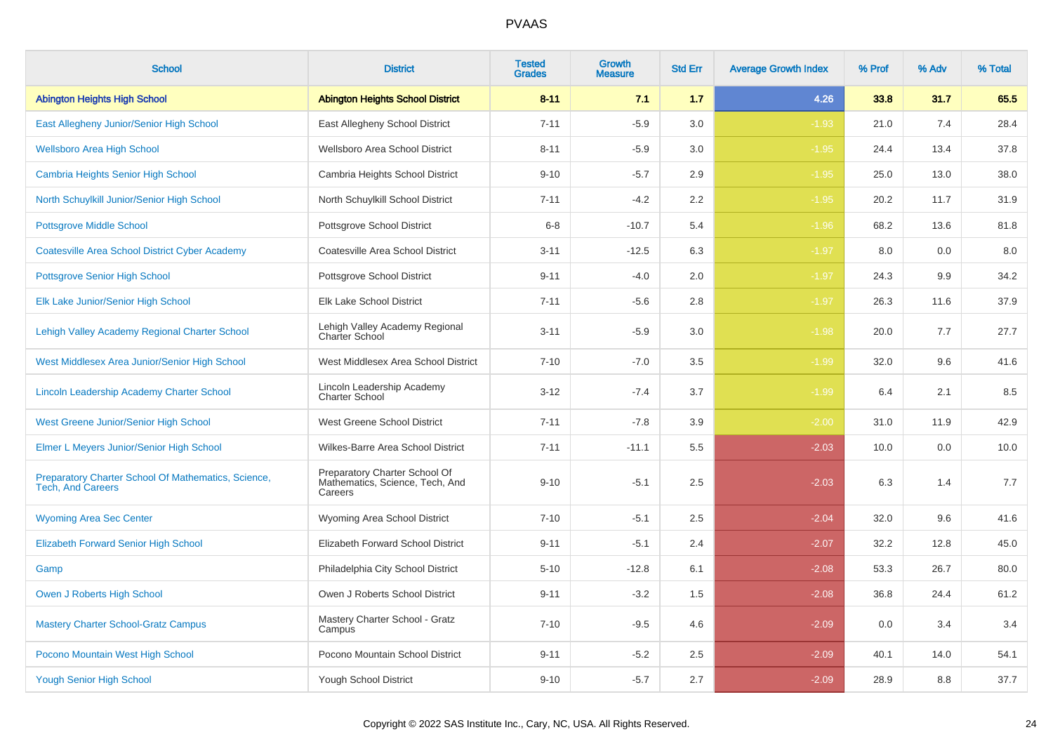| School | District | Tested Grades | Growth Measure | Std Err | Average Growth Index | % Prof | % Adv | % Total |
|---|---|---|---|---|---|---|---|---|
| **Abington Heights High School** | **Abington Heights School District** | **8-11** | **7.1** | **1.7** | **4.26** | **33.8** | **31.7** | **65.5** |
| East Allegheny Junior/Senior High School | East Allegheny School District | 7-11 | -5.9 | 3.0 | -1.93 | 21.0 | 7.4 | 28.4 |
| Wellsboro Area High School | Wellsboro Area School District | 8-11 | -5.9 | 3.0 | -1.95 | 24.4 | 13.4 | 37.8 |
| Cambria Heights Senior High School | Cambria Heights School District | 9-10 | -5.7 | 2.9 | -1.95 | 25.0 | 13.0 | 38.0 |
| North Schuylkill Junior/Senior High School | North Schuylkill School District | 7-11 | -4.2 | 2.2 | -1.95 | 20.2 | 11.7 | 31.9 |
| Pottsgrove Middle School | Pottsgrove School District | 6-8 | -10.7 | 5.4 | -1.96 | 68.2 | 13.6 | 81.8 |
| Coatesville Area School District Cyber Academy | Coatesville Area School District | 3-11 | -12.5 | 6.3 | -1.97 | 8.0 | 0.0 | 8.0 |
| Pottsgrove Senior High School | Pottsgrove School District | 9-11 | -4.0 | 2.0 | -1.97 | 24.3 | 9.9 | 34.2 |
| Elk Lake Junior/Senior High School | Elk Lake School District | 7-11 | -5.6 | 2.8 | -1.97 | 26.3 | 11.6 | 37.9 |
| Lehigh Valley Academy Regional Charter School | Lehigh Valley Academy Regional Charter School | 3-11 | -5.9 | 3.0 | -1.98 | 20.0 | 7.7 | 27.7 |
| West Middlesex Area Junior/Senior High School | West Middlesex Area School District | 7-10 | -7.0 | 3.5 | -1.99 | 32.0 | 9.6 | 41.6 |
| Lincoln Leadership Academy Charter School | Lincoln Leadership Academy Charter School | 3-12 | -7.4 | 3.7 | -1.99 | 6.4 | 2.1 | 8.5 |
| West Greene Junior/Senior High School | West Greene School District | 7-11 | -7.8 | 3.9 | -2.00 | 31.0 | 11.9 | 42.9 |
| Elmer L Meyers Junior/Senior High School | Wilkes-Barre Area School District | 7-11 | -11.1 | 5.5 | -2.03 | 10.0 | 0.0 | 10.0 |
| Preparatory Charter School Of Mathematics, Science, Tech, And Careers | Preparatory Charter School Of Mathematics, Science, Tech, And Careers | 9-10 | -5.1 | 2.5 | -2.03 | 6.3 | 1.4 | 7.7 |
| Wyoming Area Sec Center | Wyoming Area School District | 7-10 | -5.1 | 2.5 | -2.04 | 32.0 | 9.6 | 41.6 |
| Elizabeth Forward Senior High School | Elizabeth Forward School District | 9-11 | -5.1 | 2.4 | -2.07 | 32.2 | 12.8 | 45.0 |
| Gamp | Philadelphia City School District | 5-10 | -12.8 | 6.1 | -2.08 | 53.3 | 26.7 | 80.0 |
| Owen J Roberts High School | Owen J Roberts School District | 9-11 | -3.2 | 1.5 | -2.08 | 36.8 | 24.4 | 61.2 |
| Mastery Charter School-Gratz Campus | Mastery Charter School - Gratz Campus | 7-10 | -9.5 | 4.6 | -2.09 | 0.0 | 3.4 | 3.4 |
| Pocono Mountain West High School | Pocono Mountain School District | 9-11 | -5.2 | 2.5 | -2.09 | 40.1 | 14.0 | 54.1 |
| Yough Senior High School | Yough School District | 9-10 | -5.7 | 2.7 | -2.09 | 28.9 | 8.8 | 37.7 |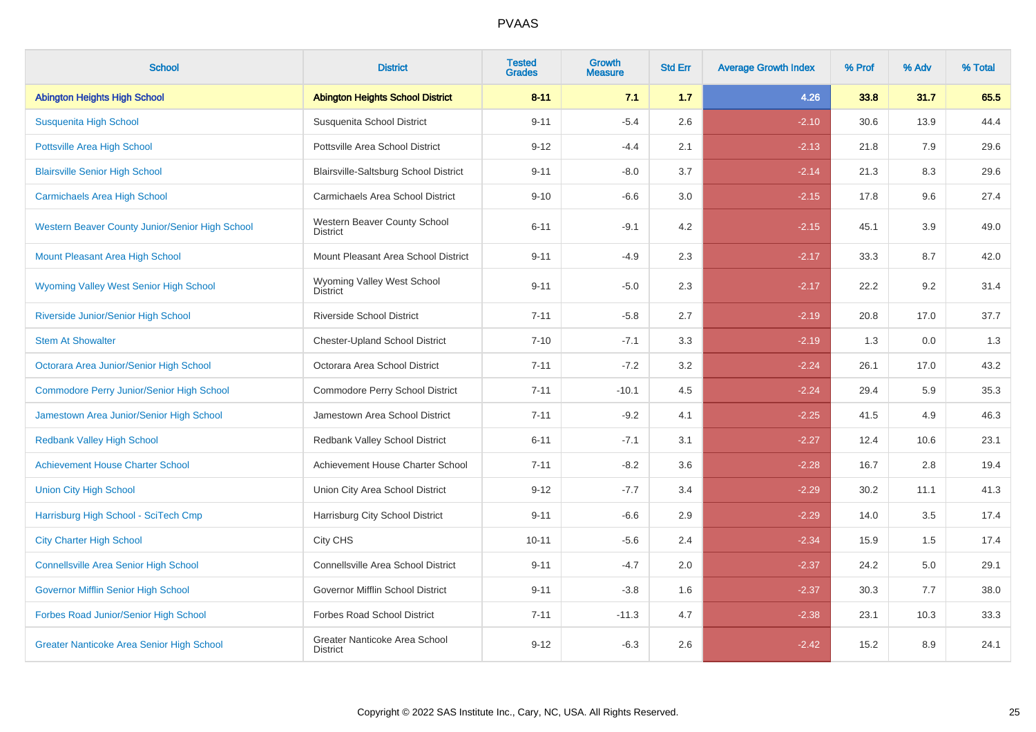# PVAAS

| School | District | Tested Grades | Growth Measure | Std Err | Average Growth Index | % Prof | % Adv | % Total |
|---|---|---|---|---|---|---|---|---|
| **Abington Heights High School** | **Abington Heights School District** | **8-11** | **7.1** | **1.7** | **4.26** | **33.8** | **31.7** | **65.5** |
| Susquenita High School | Susquenita School District | 9-11 | -5.4 | 2.6 | -2.10 | 30.6 | 13.9 | 44.4 |
| Pottsville Area High School | Pottsville Area School District | 9-12 | -4.4 | 2.1 | -2.13 | 21.8 | 7.9 | 29.6 |
| Blairsville Senior High School | Blairsville-Saltsburg School District | 9-11 | -8.0 | 3.7 | -2.14 | 21.3 | 8.3 | 29.6 |
| Carmichaels Area High School | Carmichaels Area School District | 9-10 | -6.6 | 3.0 | -2.15 | 17.8 | 9.6 | 27.4 |
| Western Beaver County Junior/Senior High School | Western Beaver County School District | 6-11 | -9.1 | 4.2 | -2.15 | 45.1 | 3.9 | 49.0 |
| Mount Pleasant Area High School | Mount Pleasant Area School District | 9-11 | -4.9 | 2.3 | -2.17 | 33.3 | 8.7 | 42.0 |
| Wyoming Valley West Senior High School | Wyoming Valley West School District | 9-11 | -5.0 | 2.3 | -2.17 | 22.2 | 9.2 | 31.4 |
| Riverside Junior/Senior High School | Riverside School District | 7-11 | -5.8 | 2.7 | -2.19 | 20.8 | 17.0 | 37.7 |
| Stem At Showalter | Chester-Upland School District | 7-10 | -7.1 | 3.3 | -2.19 | 1.3 | 0.0 | 1.3 |
| Octorara Area Junior/Senior High School | Octorara Area School District | 7-11 | -7.2 | 3.2 | -2.24 | 26.1 | 17.0 | 43.2 |
| Commodore Perry Junior/Senior High School | Commodore Perry School District | 7-11 | -10.1 | 4.5 | -2.24 | 29.4 | 5.9 | 35.3 |
| Jamestown Area Junior/Senior High School | Jamestown Area School District | 7-11 | -9.2 | 4.1 | -2.25 | 41.5 | 4.9 | 46.3 |
| Redbank Valley High School | Redbank Valley School District | 6-11 | -7.1 | 3.1 | -2.27 | 12.4 | 10.6 | 23.1 |
| Achievement House Charter School | Achievement House Charter School | 7-11 | -8.2 | 3.6 | -2.28 | 16.7 | 2.8 | 19.4 |
| Union City High School | Union City Area School District | 9-12 | -7.7 | 3.4 | -2.29 | 30.2 | 11.1 | 41.3 |
| Harrisburg High School - SciTech Cmp | Harrisburg City School District | 9-11 | -6.6 | 2.9 | -2.29 | 14.0 | 3.5 | 17.4 |
| City Charter High School | City CHS | 10-11 | -5.6 | 2.4 | -2.34 | 15.9 | 1.5 | 17.4 |
| Connellsville Area Senior High School | Connellsville Area School District | 9-11 | -4.7 | 2.0 | -2.37 | 24.2 | 5.0 | 29.1 |
| Governor Mifflin Senior High School | Governor Mifflin School District | 9-11 | -3.8 | 1.6 | -2.37 | 30.3 | 7.7 | 38.0 |
| Forbes Road Junior/Senior High School | Forbes Road School District | 7-11 | -11.3 | 4.7 | -2.38 | 23.1 | 10.3 | 33.3 |
| Greater Nanticoke Area Senior High School | Greater Nanticoke Area School District | 9-12 | -6.3 | 2.6 | -2.42 | 15.2 | 8.9 | 24.1 |

Copyright © 2022 SAS Institute Inc., Cary, NC, USA. All Rights Reserved.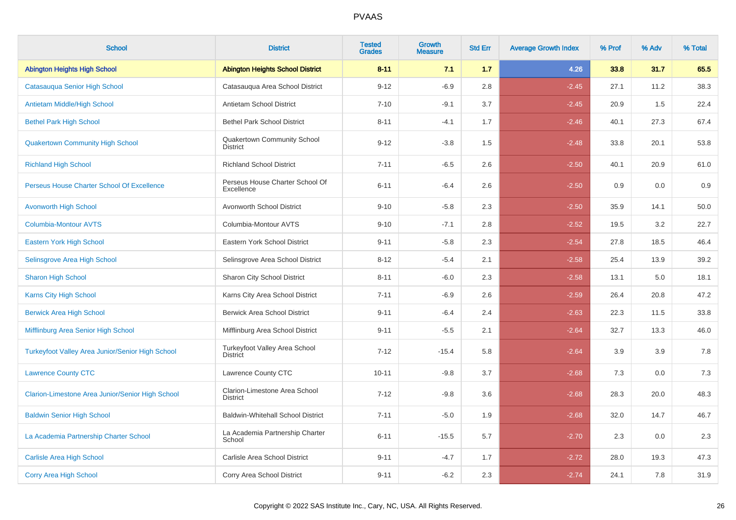| School | District | Tested Grades | Growth Measure | Std Err | Average Growth Index | % Prof | % Adv | % Total |
|---|---|---|---|---|---|---|---|---|
| **Abington Heights High School** | **Abington Heights School District** | **8-11** | **7.1** | **1.7** | **4.26** | **33.8** | **31.7** | **65.5** |
| Catasauqua Senior High School | Catasauqua Area School District | 9-12 | -6.9 | 2.8 | -2.45 | 27.1 | 11.2 | 38.3 |
| Antietam Middle/High School | Antietam School District | 7-10 | -9.1 | 3.7 | -2.45 | 20.9 | 1.5 | 22.4 |
| Bethel Park High School | Bethel Park School District | 8-11 | -4.1 | 1.7 | -2.46 | 40.1 | 27.3 | 67.4 |
| Quakertown Community High School | Quakertown Community School District | 9-12 | -3.8 | 1.5 | -2.48 | 33.8 | 20.1 | 53.8 |
| Richland High School | Richland School District | 7-11 | -6.5 | 2.6 | -2.50 | 40.1 | 20.9 | 61.0 |
| Perseus House Charter School Of Excellence | Perseus House Charter School Of Excellence | 6-11 | -6.4 | 2.6 | -2.50 | 0.9 | 0.0 | 0.9 |
| Avonworth High School | Avonworth School District | 9-10 | -5.8 | 2.3 | -2.50 | 35.9 | 14.1 | 50.0 |
| Columbia-Montour AVTS | Columbia-Montour AVTS | 9-10 | -7.1 | 2.8 | -2.52 | 19.5 | 3.2 | 22.7 |
| Eastern York High School | Eastern York School District | 9-11 | -5.8 | 2.3 | -2.54 | 27.8 | 18.5 | 46.4 |
| Selinsgrove Area High School | Selinsgrove Area School District | 8-12 | -5.4 | 2.1 | -2.58 | 25.4 | 13.9 | 39.2 |
| Sharon High School | Sharon City School District | 8-11 | -6.0 | 2.3 | -2.58 | 13.1 | 5.0 | 18.1 |
| Karns City High School | Karns City Area School District | 7-11 | -6.9 | 2.6 | -2.59 | 26.4 | 20.8 | 47.2 |
| Berwick Area High School | Berwick Area School District | 9-11 | -6.4 | 2.4 | -2.63 | 22.3 | 11.5 | 33.8 |
| Mifflinburg Area Senior High School | Mifflinburg Area School District | 9-11 | -5.5 | 2.1 | -2.64 | 32.7 | 13.3 | 46.0 |
| Turkeyfoot Valley Area Junior/Senior High School | Turkeyfoot Valley Area School District | 7-12 | -15.4 | 5.8 | -2.64 | 3.9 | 3.9 | 7.8 |
| Lawrence County CTC | Lawrence County CTC | 10-11 | -9.8 | 3.7 | -2.68 | 7.3 | 0.0 | 7.3 |
| Clarion-Limestone Area Junior/Senior High School | Clarion-Limestone Area School District | 7-12 | -9.8 | 3.6 | -2.68 | 28.3 | 20.0 | 48.3 |
| Baldwin Senior High School | Baldwin-Whitehall School District | 7-11 | -5.0 | 1.9 | -2.68 | 32.0 | 14.7 | 46.7 |
| La Academia Partnership Charter School | La Academia Partnership Charter School | 6-11 | -15.5 | 5.7 | -2.70 | 2.3 | 0.0 | 2.3 |
| Carlisle Area High School | Carlisle Area School District | 9-11 | -4.7 | 1.7 | -2.72 | 28.0 | 19.3 | 47.3 |
| Corry Area High School | Corry Area School District | 9-11 | -6.2 | 2.3 | -2.74 | 24.1 | 7.8 | 31.9 |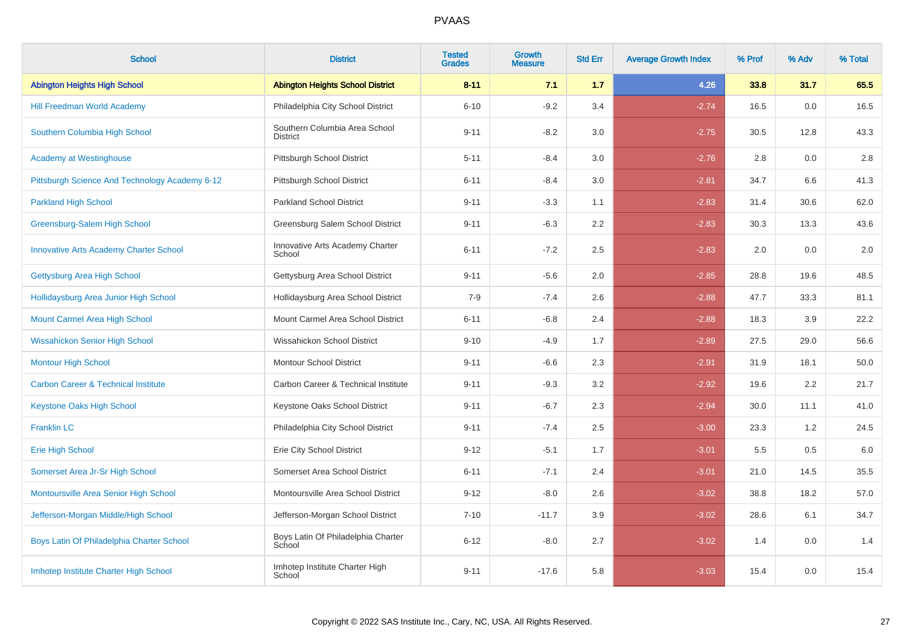# PVAAS

| School | District | Tested Grades | Growth Measure | Std Err | Average Growth Index | % Prof | % Adv | % Total |
|---|---|---|---|---|---|---|---|---|
| **Abington Heights High School** | **Abington Heights School District** | **8-11** | **7.1** | **1.7** | **4.26** | **33.8** | **31.7** | **65.5** |
| Hill Freedman World Academy | Philadelphia City School District | 6-10 | -9.2 | 3.4 | -2.74 | 16.5 | 0.0 | 16.5 |
| Southern Columbia High School | Southern Columbia Area School District | 9-11 | -8.2 | 3.0 | -2.75 | 30.5 | 12.8 | 43.3 |
| Academy at Westinghouse | Pittsburgh School District | 5-11 | -8.4 | 3.0 | -2.76 | 2.8 | 0.0 | 2.8 |
| Pittsburgh Science And Technology Academy 6-12 | Pittsburgh School District | 6-11 | -8.4 | 3.0 | -2.81 | 34.7 | 6.6 | 41.3 |
| Parkland High School | Parkland School District | 9-11 | -3.3 | 1.1 | -2.83 | 31.4 | 30.6 | 62.0 |
| Greensburg-Salem High School | Greensburg Salem School District | 9-11 | -6.3 | 2.2 | -2.83 | 30.3 | 13.3 | 43.6 |
| Innovative Arts Academy Charter School | Innovative Arts Academy Charter School | 6-11 | -7.2 | 2.5 | -2.83 | 2.0 | 0.0 | 2.0 |
| Gettysburg Area High School | Gettysburg Area School District | 9-11 | -5.6 | 2.0 | -2.85 | 28.8 | 19.6 | 48.5 |
| Hollidaysburg Area Junior High School | Hollidaysburg Area School District | 7-9 | -7.4 | 2.6 | -2.88 | 47.7 | 33.3 | 81.1 |
| Mount Carmel Area High School | Mount Carmel Area School District | 6-11 | -6.8 | 2.4 | -2.88 | 18.3 | 3.9 | 22.2 |
| Wissahickon Senior High School | Wissahickon School District | 9-10 | -4.9 | 1.7 | -2.89 | 27.5 | 29.0 | 56.6 |
| Montour High School | Montour School District | 9-11 | -6.6 | 2.3 | -2.91 | 31.9 | 18.1 | 50.0 |
| Carbon Career & Technical Institute | Carbon Career & Technical Institute | 9-11 | -9.3 | 3.2 | -2.92 | 19.6 | 2.2 | 21.7 |
| Keystone Oaks High School | Keystone Oaks School District | 9-11 | -6.7 | 2.3 | -2.94 | 30.0 | 11.1 | 41.0 |
| Franklin LC | Philadelphia City School District | 9-11 | -7.4 | 2.5 | -3.00 | 23.3 | 1.2 | 24.5 |
| Erie High School | Erie City School District | 9-12 | -5.1 | 1.7 | -3.01 | 5.5 | 0.5 | 6.0 |
| Somerset Area Jr-Sr High School | Somerset Area School District | 6-11 | -7.1 | 2.4 | -3.01 | 21.0 | 14.5 | 35.5 |
| Montoursville Area Senior High School | Montoursville Area School District | 9-12 | -8.0 | 2.6 | -3.02 | 38.8 | 18.2 | 57.0 |
| Jefferson-Morgan Middle/High School | Jefferson-Morgan School District | 7-10 | -11.7 | 3.9 | -3.02 | 28.6 | 6.1 | 34.7 |
| Boys Latin Of Philadelphia Charter School | Boys Latin Of Philadelphia Charter School | 6-12 | -8.0 | 2.7 | -3.02 | 1.4 | 0.0 | 1.4 |
| Imhotep Institute Charter High School | Imhotep Institute Charter High School | 9-11 | -17.6 | 5.8 | -3.03 | 15.4 | 0.0 | 15.4 |

Copyright © 2022 SAS Institute Inc., Cary, NC, USA. All Rights Reserved.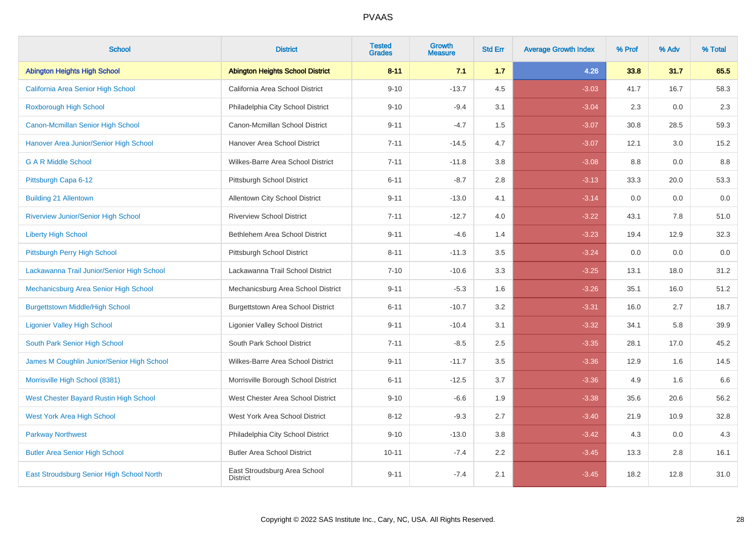# PVAAS

| School | District | Tested Grades | Growth Measure | Std Err | Average Growth Index | % Prof | % Adv | % Total |
|---|---|---|---|---|---|---|---|---|
| **Abington Heights High School** | **Abington Heights School District** | **8-11** | **7.1** | **1.7** | **4.26** | **33.8** | **31.7** | **65.5** |
| California Area Senior High School | California Area School District | 9-10 | -13.7 | 4.5 | -3.03 | 41.7 | 16.7 | 58.3 |
| Roxborough High School | Philadelphia City School District | 9-10 | -9.4 | 3.1 | -3.04 | 2.3 | 0.0 | 2.3 |
| Canon-Mcmillan Senior High School | Canon-Mcmillan School District | 9-11 | -4.7 | 1.5 | -3.07 | 30.8 | 28.5 | 59.3 |
| Hanover Area Junior/Senior High School | Hanover Area School District | 7-11 | -14.5 | 4.7 | -3.07 | 12.1 | 3.0 | 15.2 |
| G A R Middle School | Wilkes-Barre Area School District | 7-11 | -11.8 | 3.8 | -3.08 | 8.8 | 0.0 | 8.8 |
| Pittsburgh Capa 6-12 | Pittsburgh School District | 6-11 | -8.7 | 2.8 | -3.13 | 33.3 | 20.0 | 53.3 |
| Building 21 Allentown | Allentown City School District | 9-11 | -13.0 | 4.1 | -3.14 | 0.0 | 0.0 | 0.0 |
| Riverview Junior/Senior High School | Riverview School District | 7-11 | -12.7 | 4.0 | -3.22 | 43.1 | 7.8 | 51.0 |
| Liberty High School | Bethlehem Area School District | 9-11 | -4.6 | 1.4 | -3.23 | 19.4 | 12.9 | 32.3 |
| Pittsburgh Perry High School | Pittsburgh School District | 8-11 | -11.3 | 3.5 | -3.24 | 0.0 | 0.0 | 0.0 |
| Lackawanna Trail Junior/Senior High School | Lackawanna Trail School District | 7-10 | -10.6 | 3.3 | -3.25 | 13.1 | 18.0 | 31.2 |
| Mechanicsburg Area Senior High School | Mechanicsburg Area School District | 9-11 | -5.3 | 1.6 | -3.26 | 35.1 | 16.0 | 51.2 |
| Burgettstown Middle/High School | Burgettstown Area School District | 6-11 | -10.7 | 3.2 | -3.31 | 16.0 | 2.7 | 18.7 |
| Ligonier Valley High School | Ligonier Valley School District | 9-11 | -10.4 | 3.1 | -3.32 | 34.1 | 5.8 | 39.9 |
| South Park Senior High School | South Park School District | 7-11 | -8.5 | 2.5 | -3.35 | 28.1 | 17.0 | 45.2 |
| James M Coughlin Junior/Senior High School | Wilkes-Barre Area School District | 9-11 | -11.7 | 3.5 | -3.36 | 12.9 | 1.6 | 14.5 |
| Morrisville High School (8381) | Morrisville Borough School District | 6-11 | -12.5 | 3.7 | -3.36 | 4.9 | 1.6 | 6.6 |
| West Chester Bayard Rustin High School | West Chester Area School District | 9-10 | -6.6 | 1.9 | -3.38 | 35.6 | 20.6 | 56.2 |
| West York Area High School | West York Area School District | 8-12 | -9.3 | 2.7 | -3.40 | 21.9 | 10.9 | 32.8 |
| Parkway Northwest | Philadelphia City School District | 9-10 | -13.0 | 3.8 | -3.42 | 4.3 | 0.0 | 4.3 |
| Butler Area Senior High School | Butler Area School District | 10-11 | -7.4 | 2.2 | -3.45 | 13.3 | 2.8 | 16.1 |
| East Stroudsburg Senior High School North | East Stroudsburg Area School District | 9-11 | -7.4 | 2.1 | -3.45 | 18.2 | 12.8 | 31.0 |

Copyright © 2022 SAS Institute Inc., Cary, NC, USA. All Rights Reserved.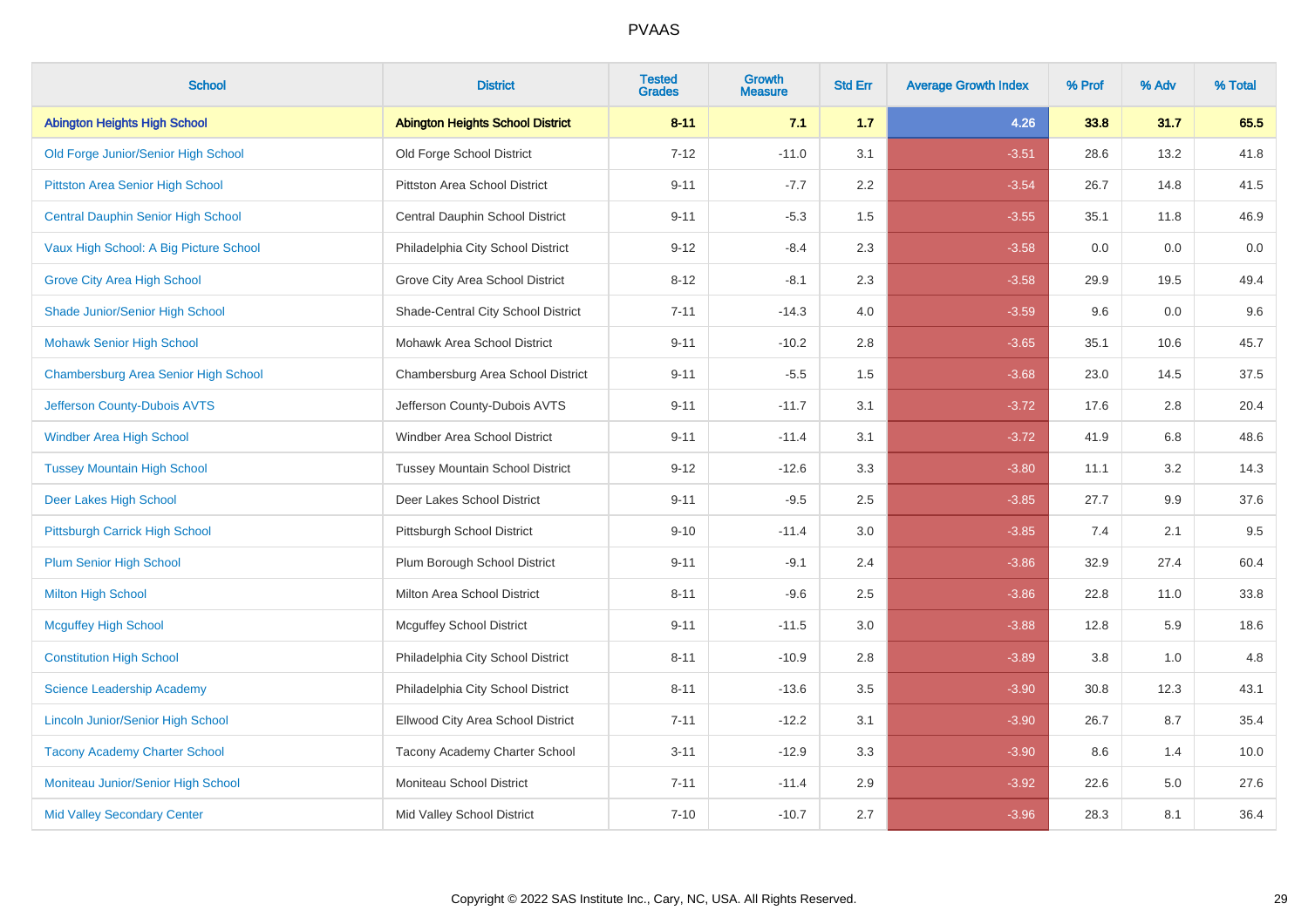# PVAAS

| School | District | Tested Grades | Growth Measure | Std Err | Average Growth Index | % Prof | % Adv | % Total |
|---|---|---|---|---|---|---|---|---|
| **Abington Heights High School** | **Abington Heights School District** | **8-11** | **7.1** | **1.7** | **4.26** | **33.8** | **31.7** | **65.5** |
| Old Forge Junior/Senior High School | Old Forge School District | 7-12 | -11.0 | 3.1 | -3.51 | 28.6 | 13.2 | 41.8 |
| Pittston Area Senior High School | Pittston Area School District | 9-11 | -7.7 | 2.2 | -3.54 | 26.7 | 14.8 | 41.5 |
| Central Dauphin Senior High School | Central Dauphin School District | 9-11 | -5.3 | 1.5 | -3.55 | 35.1 | 11.8 | 46.9 |
| Vaux High School: A Big Picture School | Philadelphia City School District | 9-12 | -8.4 | 2.3 | -3.58 | 0.0 | 0.0 | 0.0 |
| Grove City Area High School | Grove City Area School District | 8-12 | -8.1 | 2.3 | -3.58 | 29.9 | 19.5 | 49.4 |
| Shade Junior/Senior High School | Shade-Central City School District | 7-11 | -14.3 | 4.0 | -3.59 | 9.6 | 0.0 | 9.6 |
| Mohawk Senior High School | Mohawk Area School District | 9-11 | -10.2 | 2.8 | -3.65 | 35.1 | 10.6 | 45.7 |
| Chambersburg Area Senior High School | Chambersburg Area School District | 9-11 | -5.5 | 1.5 | -3.68 | 23.0 | 14.5 | 37.5 |
| Jefferson County-Dubois AVTS | Jefferson County-Dubois AVTS | 9-11 | -11.7 | 3.1 | -3.72 | 17.6 | 2.8 | 20.4 |
| Windber Area High School | Windber Area School District | 9-11 | -11.4 | 3.1 | -3.72 | 41.9 | 6.8 | 48.6 |
| Tussey Mountain High School | Tussey Mountain School District | 9-12 | -12.6 | 3.3 | -3.80 | 11.1 | 3.2 | 14.3 |
| Deer Lakes High School | Deer Lakes School District | 9-11 | -9.5 | 2.5 | -3.85 | 27.7 | 9.9 | 37.6 |
| Pittsburgh Carrick High School | Pittsburgh School District | 9-10 | -11.4 | 3.0 | -3.85 | 7.4 | 2.1 | 9.5 |
| Plum Senior High School | Plum Borough School District | 9-11 | -9.1 | 2.4 | -3.86 | 32.9 | 27.4 | 60.4 |
| Milton High School | Milton Area School District | 8-11 | -9.6 | 2.5 | -3.86 | 22.8 | 11.0 | 33.8 |
| Mcguffey High School | Mcguffey School District | 9-11 | -11.5 | 3.0 | -3.88 | 12.8 | 5.9 | 18.6 |
| Constitution High School | Philadelphia City School District | 8-11 | -10.9 | 2.8 | -3.89 | 3.8 | 1.0 | 4.8 |
| Science Leadership Academy | Philadelphia City School District | 8-11 | -13.6 | 3.5 | -3.90 | 30.8 | 12.3 | 43.1 |
| Lincoln Junior/Senior High School | Ellwood City Area School District | 7-11 | -12.2 | 3.1 | -3.90 | 26.7 | 8.7 | 35.4 |
| Tacony Academy Charter School | Tacony Academy Charter School | 3-11 | -12.9 | 3.3 | -3.90 | 8.6 | 1.4 | 10.0 |
| Moniteau Junior/Senior High School | Moniteau School District | 7-11 | -11.4 | 2.9 | -3.92 | 22.6 | 5.0 | 27.6 |
| Mid Valley Secondary Center | Mid Valley School District | 7-10 | -10.7 | 2.7 | -3.96 | 28.3 | 8.1 | 36.4 |

Copyright © 2022 SAS Institute Inc., Cary, NC, USA. All Rights Reserved.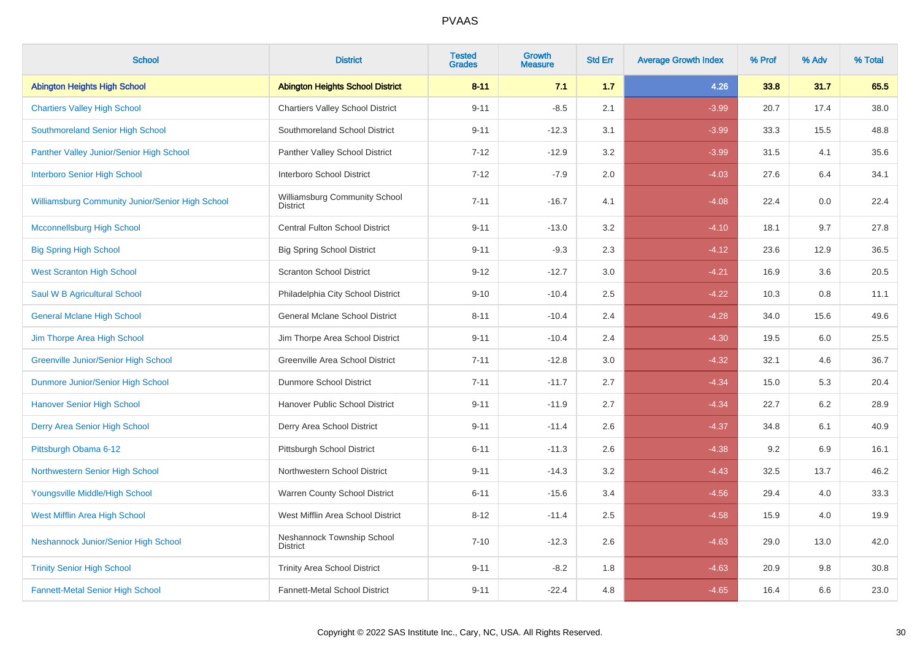| School | District | Tested Grades | Growth Measure | Std Err | Average Growth Index | % Prof | % Adv | % Total |
|---|---|---|---|---|---|---|---|---|
| **Abington Heights High School** | **Abington Heights School District** | **8-11** | **7.1** | **1.7** | **4.26** | **33.8** | **31.7** | **65.5** |
| Chartiers Valley High School | Chartiers Valley School District | 9-11 | -8.5 | 2.1 | -3.99 | 20.7 | 17.4 | 38.0 |
| Southmoreland Senior High School | Southmoreland School District | 9-11 | -12.3 | 3.1 | -3.99 | 33.3 | 15.5 | 48.8 |
| Panther Valley Junior/Senior High School | Panther Valley School District | 7-12 | -12.9 | 3.2 | -3.99 | 31.5 | 4.1 | 35.6 |
| Interboro Senior High School | Interboro School District | 7-12 | -7.9 | 2.0 | -4.03 | 27.6 | 6.4 | 34.1 |
| Williamsburg Community Junior/Senior High School | Williamsburg Community School District | 7-11 | -16.7 | 4.1 | -4.08 | 22.4 | 0.0 | 22.4 |
| Mcconnellsburg High School | Central Fulton School District | 9-11 | -13.0 | 3.2 | -4.10 | 18.1 | 9.7 | 27.8 |
| Big Spring High School | Big Spring School District | 9-11 | -9.3 | 2.3 | -4.12 | 23.6 | 12.9 | 36.5 |
| West Scranton High School | Scranton School District | 9-12 | -12.7 | 3.0 | -4.21 | 16.9 | 3.6 | 20.5 |
| Saul W B Agricultural School | Philadelphia City School District | 9-10 | -10.4 | 2.5 | -4.22 | 10.3 | 0.8 | 11.1 |
| General Mclane High School | General Mclane School District | 8-11 | -10.4 | 2.4 | -4.28 | 34.0 | 15.6 | 49.6 |
| Jim Thorpe Area High School | Jim Thorpe Area School District | 9-11 | -10.4 | 2.4 | -4.30 | 19.5 | 6.0 | 25.5 |
| Greenville Junior/Senior High School | Greenville Area School District | 7-11 | -12.8 | 3.0 | -4.32 | 32.1 | 4.6 | 36.7 |
| Dunmore Junior/Senior High School | Dunmore School District | 7-11 | -11.7 | 2.7 | -4.34 | 15.0 | 5.3 | 20.4 |
| Hanover Senior High School | Hanover Public School District | 9-11 | -11.9 | 2.7 | -4.34 | 22.7 | 6.2 | 28.9 |
| Derry Area Senior High School | Derry Area School District | 9-11 | -11.4 | 2.6 | -4.37 | 34.8 | 6.1 | 40.9 |
| Pittsburgh Obama 6-12 | Pittsburgh School District | 6-11 | -11.3 | 2.6 | -4.38 | 9.2 | 6.9 | 16.1 |
| Northwestern Senior High School | Northwestern School District | 9-11 | -14.3 | 3.2 | -4.43 | 32.5 | 13.7 | 46.2 |
| Youngsville Middle/High School | Warren County School District | 6-11 | -15.6 | 3.4 | -4.56 | 29.4 | 4.0 | 33.3 |
| West Mifflin Area High School | West Mifflin Area School District | 8-12 | -11.4 | 2.5 | -4.58 | 15.9 | 4.0 | 19.9 |
| Neshannock Junior/Senior High School | Neshannock Township School District | 7-10 | -12.3 | 2.6 | -4.63 | 29.0 | 13.0 | 42.0 |
| Trinity Senior High School | Trinity Area School District | 9-11 | -8.2 | 1.8 | -4.63 | 20.9 | 9.8 | 30.8 |
| Fannett-Metal Senior High School | Fannett-Metal School District | 9-11 | -22.4 | 4.8 | -4.65 | 16.4 | 6.6 | 23.0 |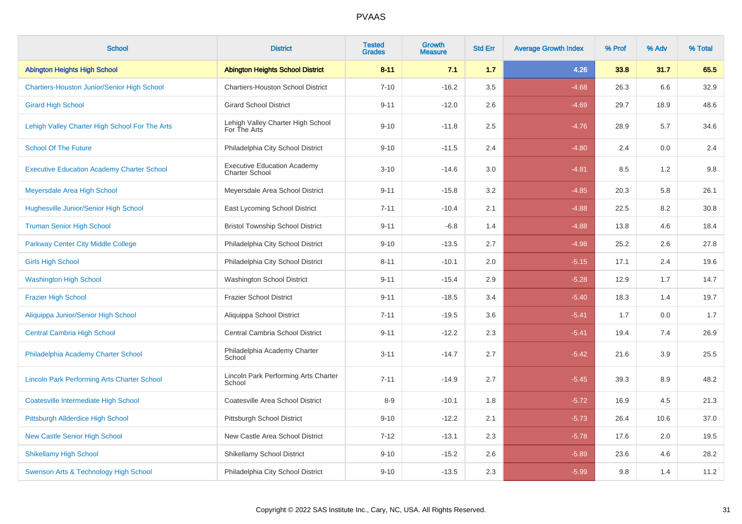# PVAAS

| School | District | Tested Grades | Growth Measure | Std Err | Average Growth Index | % Prof | % Adv | % Total |
|---|---|---|---|---|---|---|---|---|
| **Abington Heights High School** | **Abington Heights School District** | **8-11** | **7.1** | **1.7** | **4.26** | **33.8** | **31.7** | **65.5** |
| Chartiers-Houston Junior/Senior High School | Chartiers-Houston School District | 7-10 | -16.2 | 3.5 | -4.68 | 26.3 | 6.6 | 32.9 |
| Girard High School | Girard School District | 9-11 | -12.0 | 2.6 | -4.69 | 29.7 | 18.9 | 48.6 |
| Lehigh Valley Charter High School For The Arts | Lehigh Valley Charter High School For The Arts | 9-10 | -11.8 | 2.5 | -4.76 | 28.9 | 5.7 | 34.6 |
| School Of The Future | Philadelphia City School District | 9-10 | -11.5 | 2.4 | -4.80 | 2.4 | 0.0 | 2.4 |
| Executive Education Academy Charter School | Executive Education Academy Charter School | 3-10 | -14.6 | 3.0 | -4.81 | 8.5 | 1.2 | 9.8 |
| Meyersdale Area High School | Meyersdale Area School District | 9-11 | -15.8 | 3.2 | -4.85 | 20.3 | 5.8 | 26.1 |
| Hughesville Junior/Senior High School | East Lycoming School District | 7-11 | -10.4 | 2.1 | -4.88 | 22.5 | 8.2 | 30.8 |
| Truman Senior High School | Bristol Township School District | 9-11 | -6.8 | 1.4 | -4.88 | 13.8 | 4.6 | 18.4 |
| Parkway Center City Middle College | Philadelphia City School District | 9-10 | -13.5 | 2.7 | -4.98 | 25.2 | 2.6 | 27.8 |
| Girls High School | Philadelphia City School District | 8-11 | -10.1 | 2.0 | -5.15 | 17.1 | 2.4 | 19.6 |
| Washington High School | Washington School District | 9-11 | -15.4 | 2.9 | -5.28 | 12.9 | 1.7 | 14.7 |
| Frazier High School | Frazier School District | 9-11 | -18.5 | 3.4 | -5.40 | 18.3 | 1.4 | 19.7 |
| Aliquippa Junior/Senior High School | Aliquippa School District | 7-11 | -19.5 | 3.6 | -5.41 | 1.7 | 0.0 | 1.7 |
| Central Cambria High School | Central Cambria School District | 9-11 | -12.2 | 2.3 | -5.41 | 19.4 | 7.4 | 26.9 |
| Philadelphia Academy Charter School | Philadelphia Academy Charter School | 3-11 | -14.7 | 2.7 | -5.42 | 21.6 | 3.9 | 25.5 |
| Lincoln Park Performing Arts Charter School | Lincoln Park Performing Arts Charter School | 7-11 | -14.9 | 2.7 | -5.45 | 39.3 | 8.9 | 48.2 |
| Coatesville Intermediate High School | Coatesville Area School District | 8-9 | -10.1 | 1.8 | -5.72 | 16.9 | 4.5 | 21.3 |
| Pittsburgh Allderdice High School | Pittsburgh School District | 9-10 | -12.2 | 2.1 | -5.73 | 26.4 | 10.6 | 37.0 |
| New Castle Senior High School | New Castle Area School District | 7-12 | -13.1 | 2.3 | -5.78 | 17.6 | 2.0 | 19.5 |
| Shikellamy High School | Shikellamy School District | 9-10 | -15.2 | 2.6 | -5.89 | 23.6 | 4.6 | 28.2 |
| Swenson Arts & Technology High School | Philadelphia City School District | 9-10 | -13.5 | 2.3 | -5.99 | 9.8 | 1.4 | 11.2 |

Copyright © 2022 SAS Institute Inc., Cary, NC, USA. All Rights Reserved.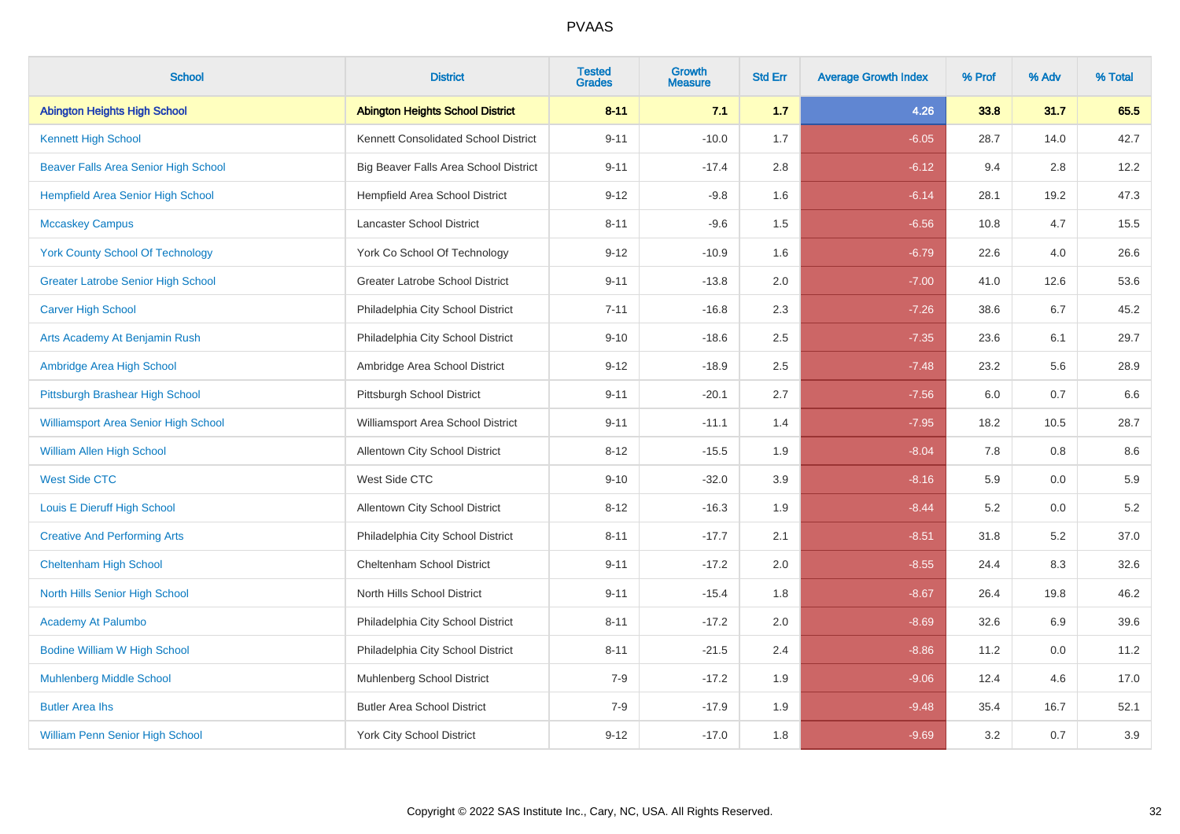# PVAAS

| School | District | Tested Grades | Growth Measure | Std Err | Average Growth Index | % Prof | % Adv | % Total |
|---|---|---|---|---|---|---|---|---|
| **Abington Heights High School** | **Abington Heights School District** | **8-11** | **7.1** | **1.7** | **4.26** | **33.8** | **31.7** | **65.5** |
| Kennett High School | Kennett Consolidated School District | 9-11 | -10.0 | 1.7 | -6.05 | 28.7 | 14.0 | 42.7 |
| Beaver Falls Area Senior High School | Big Beaver Falls Area School District | 9-11 | -17.4 | 2.8 | -6.12 | 9.4 | 2.8 | 12.2 |
| Hempfield Area Senior High School | Hempfield Area School District | 9-12 | -9.8 | 1.6 | -6.14 | 28.1 | 19.2 | 47.3 |
| Mccaskey Campus | Lancaster School District | 8-11 | -9.6 | 1.5 | -6.56 | 10.8 | 4.7 | 15.5 |
| York County School Of Technology | York Co School Of Technology | 9-12 | -10.9 | 1.6 | -6.79 | 22.6 | 4.0 | 26.6 |
| Greater Latrobe Senior High School | Greater Latrobe School District | 9-11 | -13.8 | 2.0 | -7.00 | 41.0 | 12.6 | 53.6 |
| Carver High School | Philadelphia City School District | 7-11 | -16.8 | 2.3 | -7.26 | 38.6 | 6.7 | 45.2 |
| Arts Academy At Benjamin Rush | Philadelphia City School District | 9-10 | -18.6 | 2.5 | -7.35 | 23.6 | 6.1 | 29.7 |
| Ambridge Area High School | Ambridge Area School District | 9-12 | -18.9 | 2.5 | -7.48 | 23.2 | 5.6 | 28.9 |
| Pittsburgh Brashear High School | Pittsburgh School District | 9-11 | -20.1 | 2.7 | -7.56 | 6.0 | 0.7 | 6.6 |
| Williamsport Area Senior High School | Williamsport Area School District | 9-11 | -11.1 | 1.4 | -7.95 | 18.2 | 10.5 | 28.7 |
| William Allen High School | Allentown City School District | 8-12 | -15.5 | 1.9 | -8.04 | 7.8 | 0.8 | 8.6 |
| West Side CTC | West Side CTC | 9-10 | -32.0 | 3.9 | -8.16 | 5.9 | 0.0 | 5.9 |
| Louis E Dieruff High School | Allentown City School District | 8-12 | -16.3 | 1.9 | -8.44 | 5.2 | 0.0 | 5.2 |
| Creative And Performing Arts | Philadelphia City School District | 8-11 | -17.7 | 2.1 | -8.51 | 31.8 | 5.2 | 37.0 |
| Cheltenham High School | Cheltenham School District | 9-11 | -17.2 | 2.0 | -8.55 | 24.4 | 8.3 | 32.6 |
| North Hills Senior High School | North Hills School District | 9-11 | -15.4 | 1.8 | -8.67 | 26.4 | 19.8 | 46.2 |
| Academy At Palumbo | Philadelphia City School District | 8-11 | -17.2 | 2.0 | -8.69 | 32.6 | 6.9 | 39.6 |
| Bodine William W High School | Philadelphia City School District | 8-11 | -21.5 | 2.4 | -8.86 | 11.2 | 0.0 | 11.2 |
| Muhlenberg Middle School | Muhlenberg School District | 7-9 | -17.2 | 1.9 | -9.06 | 12.4 | 4.6 | 17.0 |
| Butler Area Ihs | Butler Area School District | 7-9 | -17.9 | 1.9 | -9.48 | 35.4 | 16.7 | 52.1 |
| William Penn Senior High School | York City School District | 9-12 | -17.0 | 1.8 | -9.69 | 3.2 | 0.7 | 3.9 |

Copyright © 2022 SAS Institute Inc., Cary, NC, USA. All Rights Reserved.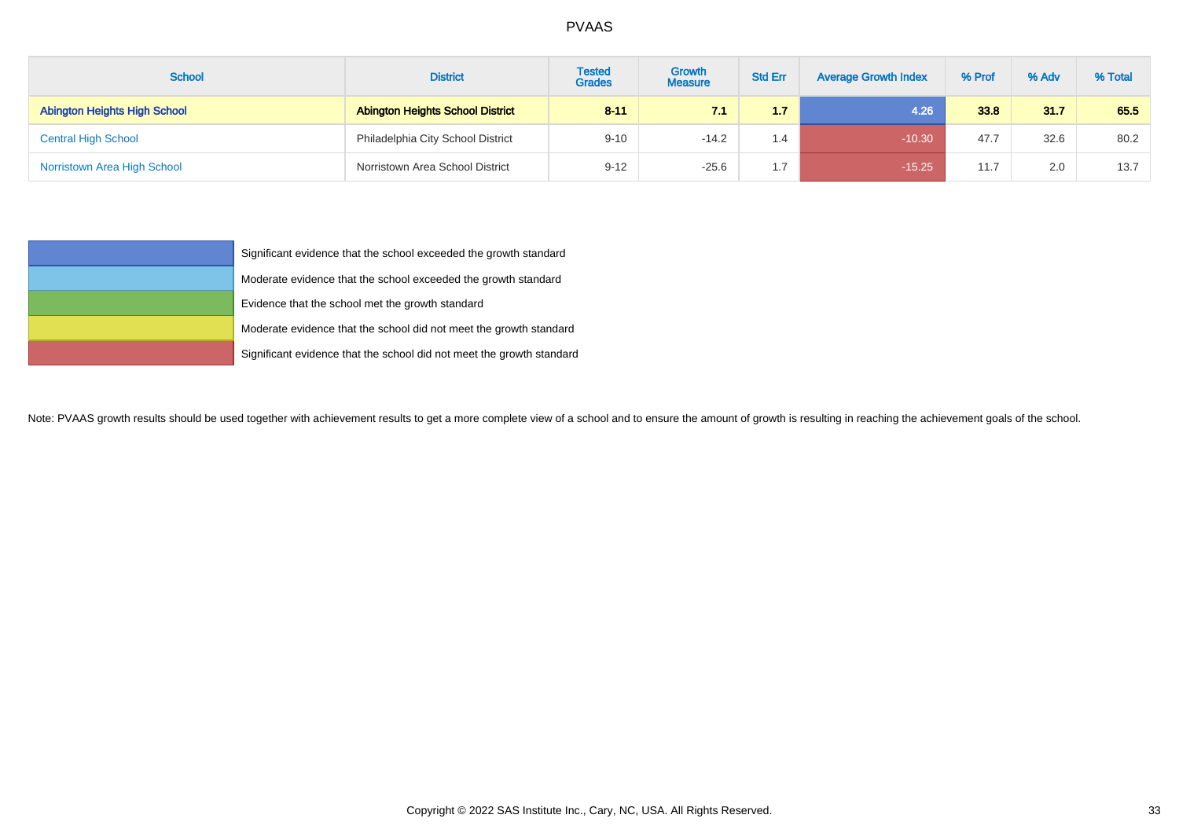# PVAAS

| School | District | Tested Grades | Growth Measure | Std Err | Average Growth Index | % Prof | % Adv | % Total |
|---|---|---|---|---|---|---|---|---|
| **Abington Heights High School** | **Abington Heights School District** | **8-11** | **7.1** | **1.7** | **4.26** | **33.8** | **31.7** | **65.5** |
| Central High School | Philadelphia City School District | 9-10 | -14.2 | 1.4 | -10.30 | 47.7 | 32.6 | 80.2 |
| Norristown Area High School | Norristown Area School District | 9-12 | -25.6 | 1.7 | -15.25 | 11.7 | 2.0 | 13.7 |

Significant evidence that the school exceeded the growth standard

Moderate evidence that the school exceeded the growth standard

Evidence that the school met the growth standard

Moderate evidence that the school did not meet the growth standard

Significant evidence that the school did not meet the growth standard

Note: PVAAS growth results should be used together with achievement results to get a more complete view of a school and to ensure the amount of growth is resulting in reaching the achievement goals of the school.

Copyright © 2022 SAS Institute Inc., Cary, NC, USA. All Rights Reserved.